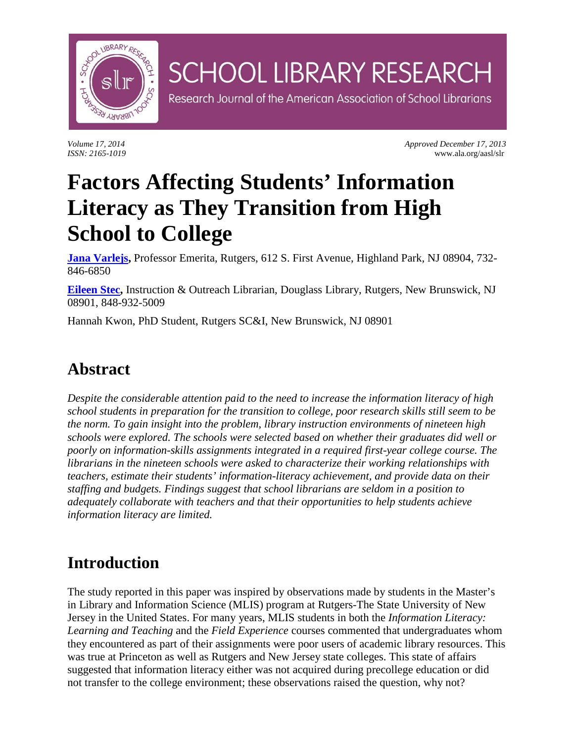# SCHOOL LIBRARY RESEARCH

Research Journal of the American Association of School Librarians

*Volume 17, 2014*
*ISSN: 2165-1019*

*Approved December 17, 2013*
www.ala.org/aasl/slr

# Factors Affecting Students' Information Literacy as They Transition from High School to College

**Jana Varlejs,** Professor Emerita, Rutgers, 612 S. First Avenue, Highland Park, NJ 08904, 732-846-6850

**Eileen Stec,** Instruction & Outreach Librarian, Douglass Library, Rutgers, New Brunswick, NJ 08901, 848-932-5009

Hannah Kwon, PhD Student, Rutgers SC&I, New Brunswick, NJ 08901

## Abstract

*Despite the considerable attention paid to the need to increase the information literacy of high school students in preparation for the transition to college, poor research skills still seem to be the norm. To gain insight into the problem, library instruction environments of nineteen high schools were explored. The schools were selected based on whether their graduates did well or poorly on information-skills assignments integrated in a required first-year college course. The librarians in the nineteen schools were asked to characterize their working relationships with teachers, estimate their students' information-literacy achievement, and provide data on their staffing and budgets. Findings suggest that school librarians are seldom in a position to adequately collaborate with teachers and that their opportunities to help students achieve information literacy are limited.*

## Introduction

The study reported in this paper was inspired by observations made by students in the Master's in Library and Information Science (MLIS) program at Rutgers-The State University of New Jersey in the United States. For many years, MLIS students in both the *Information Literacy: Learning and Teaching* and the *Field Experience* courses commented that undergraduates whom they encountered as part of their assignments were poor users of academic library resources. This was true at Princeton as well as Rutgers and New Jersey state colleges. This state of affairs suggested that information literacy either was not acquired during precollege education or did not transfer to the college environment; these observations raised the question, why not?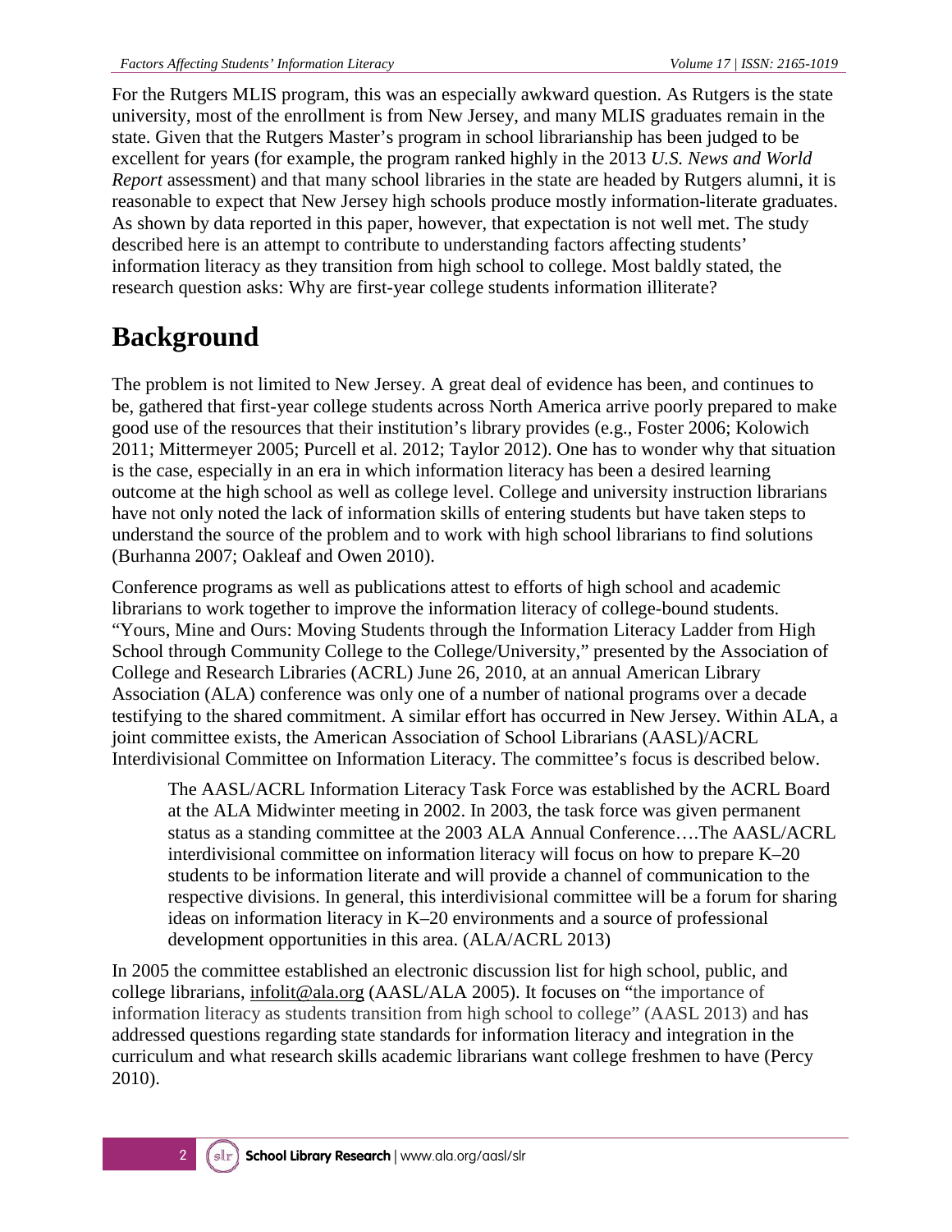For the Rutgers MLIS program, this was an especially awkward question. As Rutgers is the state university, most of the enrollment is from New Jersey, and many MLIS graduates remain in the state. Given that the Rutgers Master's program in school librarianship has been judged to be excellent for years (for example, the program ranked highly in the 2013 *U.S. News and World Report* assessment) and that many school libraries in the state are headed by Rutgers alumni, it is reasonable to expect that New Jersey high schools produce mostly information-literate graduates. As shown by data reported in this paper, however, that expectation is not well met. The study described here is an attempt to contribute to understanding factors affecting students' information literacy as they transition from high school to college. Most baldly stated, the research question asks: Why are first-year college students information illiterate?

# Background

The problem is not limited to New Jersey. A great deal of evidence has been, and continues to be, gathered that first-year college students across North America arrive poorly prepared to make good use of the resources that their institution's library provides (e.g., Foster 2006; Kolowich 2011; Mittermeyer 2005; Purcell et al. 2012; Taylor 2012). One has to wonder why that situation is the case, especially in an era in which information literacy has been a desired learning outcome at the high school as well as college level. College and university instruction librarians have not only noted the lack of information skills of entering students but have taken steps to understand the source of the problem and to work with high school librarians to find solutions (Burhanna 2007; Oakleaf and Owen 2010).

Conference programs as well as publications attest to efforts of high school and academic librarians to work together to improve the information literacy of college-bound students. "Yours, Mine and Ours: Moving Students through the Information Literacy Ladder from High School through Community College to the College/University," presented by the Association of College and Research Libraries (ACRL) June 26, 2010, at an annual American Library Association (ALA) conference was only one of a number of national programs over a decade testifying to the shared commitment. A similar effort has occurred in New Jersey. Within ALA, a joint committee exists, the American Association of School Librarians (AASL)/ACRL Interdivisional Committee on Information Literacy. The committee's focus is described below.

> The AASL/ACRL Information Literacy Task Force was established by the ACRL Board at the ALA Midwinter meeting in 2002. In 2003, the task force was given permanent status as a standing committee at the 2003 ALA Annual Conference….The AASL/ACRL interdivisional committee on information literacy will focus on how to prepare K–20 students to be information literate and will provide a channel of communication to the respective divisions. In general, this interdivisional committee will be a forum for sharing ideas on information literacy in K–20 environments and a source of professional development opportunities in this area. (ALA/ACRL 2013)

In 2005 the committee established an electronic discussion list for high school, public, and college librarians, infolit@ala.org (AASL/ALA 2005). It focuses on "the importance of information literacy as students transition from high school to college" (AASL 2013) and has addressed questions regarding state standards for information literacy and integration in the curriculum and what research skills academic librarians want college freshmen to have (Percy 2010).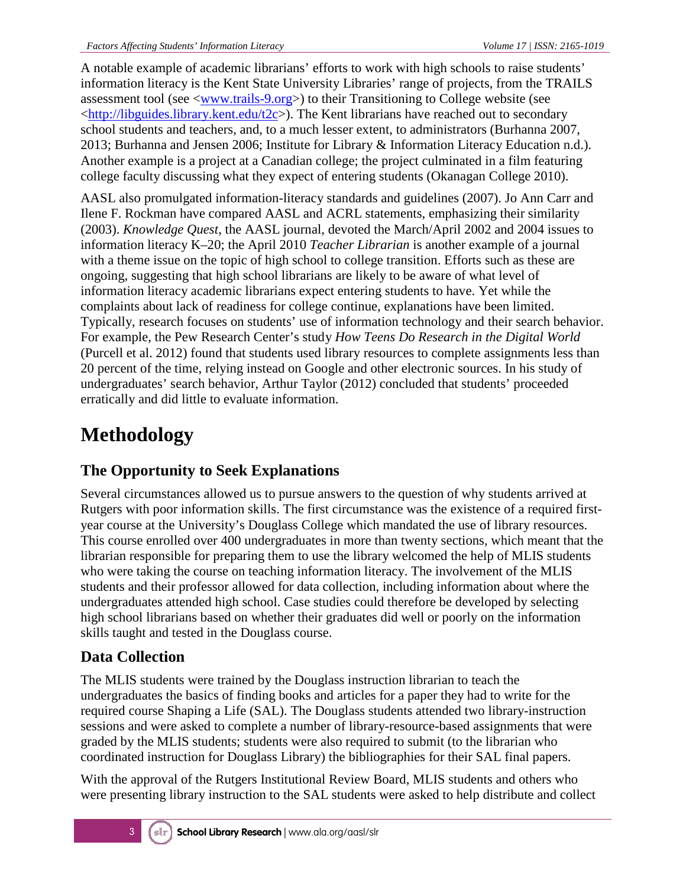A notable example of academic librarians' efforts to work with high schools to raise students' information literacy is the Kent State University Libraries' range of projects, from the TRAILS assessment tool (see <www.trails-9.org>) to their Transitioning to College website (see <http://libguides.library.kent.edu/t2c>). The Kent librarians have reached out to secondary school students and teachers, and, to a much lesser extent, to administrators (Burhanna 2007, 2013; Burhanna and Jensen 2006; Institute for Library & Information Literacy Education n.d.). Another example is a project at a Canadian college; the project culminated in a film featuring college faculty discussing what they expect of entering students (Okanagan College 2010).

AASL also promulgated information-literacy standards and guidelines (2007). Jo Ann Carr and Ilene F. Rockman have compared AASL and ACRL statements, emphasizing their similarity (2003). *Knowledge Quest*, the AASL journal, devoted the March/April 2002 and 2004 issues to information literacy K–20; the April 2010 *Teacher Librarian* is another example of a journal with a theme issue on the topic of high school to college transition. Efforts such as these are ongoing, suggesting that high school librarians are likely to be aware of what level of information literacy academic librarians expect entering students to have. Yet while the complaints about lack of readiness for college continue, explanations have been limited. Typically, research focuses on students' use of information technology and their search behavior. For example, the Pew Research Center's study *How Teens Do Research in the Digital World* (Purcell et al. 2012) found that students used library resources to complete assignments less than 20 percent of the time, relying instead on Google and other electronic sources. In his study of undergraduates' search behavior, Arthur Taylor (2012) concluded that students' proceeded erratically and did little to evaluate information.

# Methodology

## The Opportunity to Seek Explanations

Several circumstances allowed us to pursue answers to the question of why students arrived at Rutgers with poor information skills. The first circumstance was the existence of a required first-year course at the University's Douglass College which mandated the use of library resources. This course enrolled over 400 undergraduates in more than twenty sections, which meant that the librarian responsible for preparing them to use the library welcomed the help of MLIS students who were taking the course on teaching information literacy. The involvement of the MLIS students and their professor allowed for data collection, including information about where the undergraduates attended high school. Case studies could therefore be developed by selecting high school librarians based on whether their graduates did well or poorly on the information skills taught and tested in the Douglass course.

## Data Collection

The MLIS students were trained by the Douglass instruction librarian to teach the undergraduates the basics of finding books and articles for a paper they had to write for the required course Shaping a Life (SAL). The Douglass students attended two library-instruction sessions and were asked to complete a number of library-resource-based assignments that were graded by the MLIS students; students were also required to submit (to the librarian who coordinated instruction for Douglass Library) the bibliographies for their SAL final papers.

With the approval of the Rutgers Institutional Review Board, MLIS students and others who were presenting library instruction to the SAL students were asked to help distribute and collect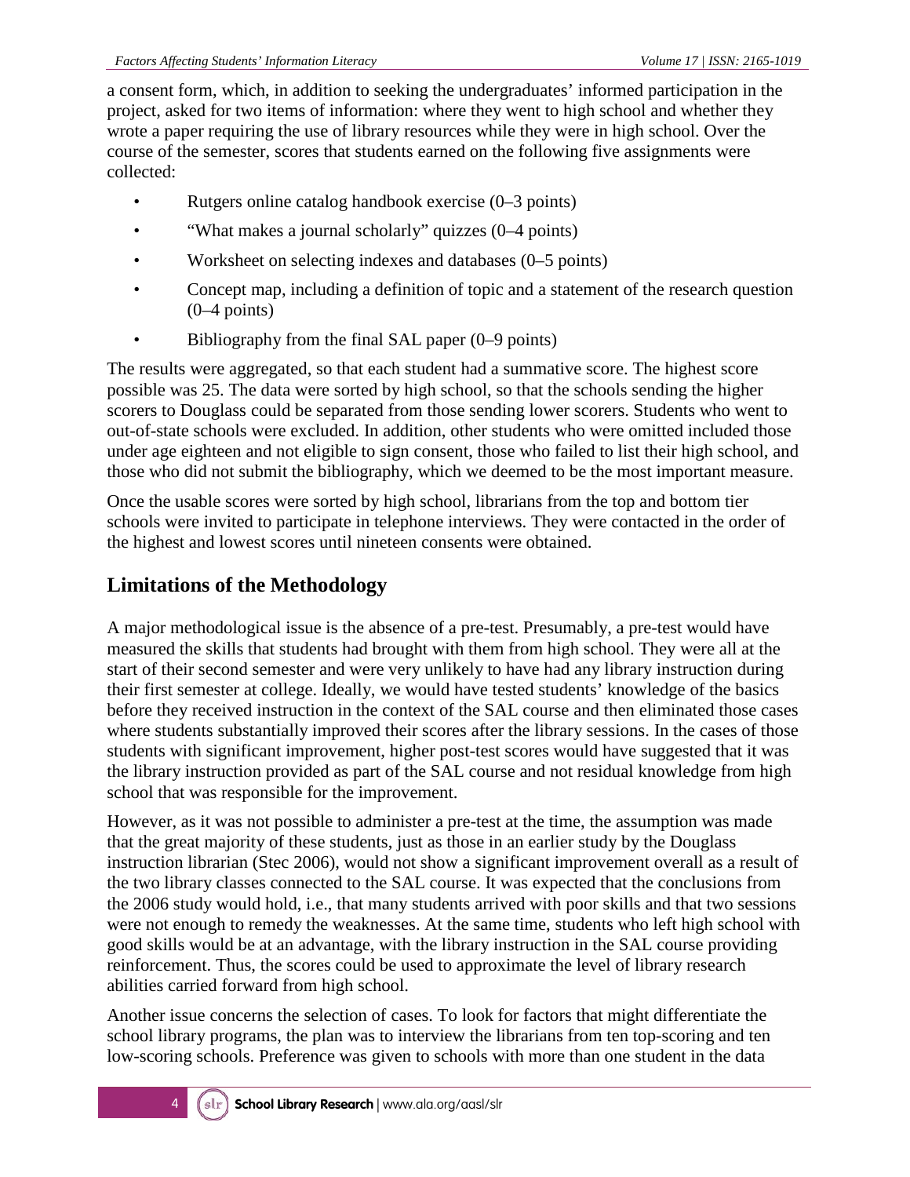a consent form, which, in addition to seeking the undergraduates' informed participation in the project, asked for two items of information: where they went to high school and whether they wrote a paper requiring the use of library resources while they were in high school. Over the course of the semester, scores that students earned on the following five assignments were collected:

- Rutgers online catalog handbook exercise (0–3 points)
- "What makes a journal scholarly" quizzes (0–4 points)
- Worksheet on selecting indexes and databases (0–5 points)
- Concept map, including a definition of topic and a statement of the research question (0–4 points)
- Bibliography from the final SAL paper (0–9 points)

The results were aggregated, so that each student had a summative score. The highest score possible was 25. The data were sorted by high school, so that the schools sending the higher scorers to Douglass could be separated from those sending lower scorers. Students who went to out-of-state schools were excluded. In addition, other students who were omitted included those under age eighteen and not eligible to sign consent, those who failed to list their high school, and those who did not submit the bibliography, which we deemed to be the most important measure.

Once the usable scores were sorted by high school, librarians from the top and bottom tier schools were invited to participate in telephone interviews. They were contacted in the order of the highest and lowest scores until nineteen consents were obtained.

## Limitations of the Methodology

A major methodological issue is the absence of a pre-test. Presumably, a pre-test would have measured the skills that students had brought with them from high school. They were all at the start of their second semester and were very unlikely to have had any library instruction during their first semester at college. Ideally, we would have tested students' knowledge of the basics before they received instruction in the context of the SAL course and then eliminated those cases where students substantially improved their scores after the library sessions. In the cases of those students with significant improvement, higher post-test scores would have suggested that it was the library instruction provided as part of the SAL course and not residual knowledge from high school that was responsible for the improvement.

However, as it was not possible to administer a pre-test at the time, the assumption was made that the great majority of these students, just as those in an earlier study by the Douglass instruction librarian (Stec 2006), would not show a significant improvement overall as a result of the two library classes connected to the SAL course. It was expected that the conclusions from the 2006 study would hold, i.e., that many students arrived with poor skills and that two sessions were not enough to remedy the weaknesses. At the same time, students who left high school with good skills would be at an advantage, with the library instruction in the SAL course providing reinforcement. Thus, the scores could be used to approximate the level of library research abilities carried forward from high school.

Another issue concerns the selection of cases. To look for factors that might differentiate the school library programs, the plan was to interview the librarians from ten top-scoring and ten low-scoring schools. Preference was given to schools with more than one student in the data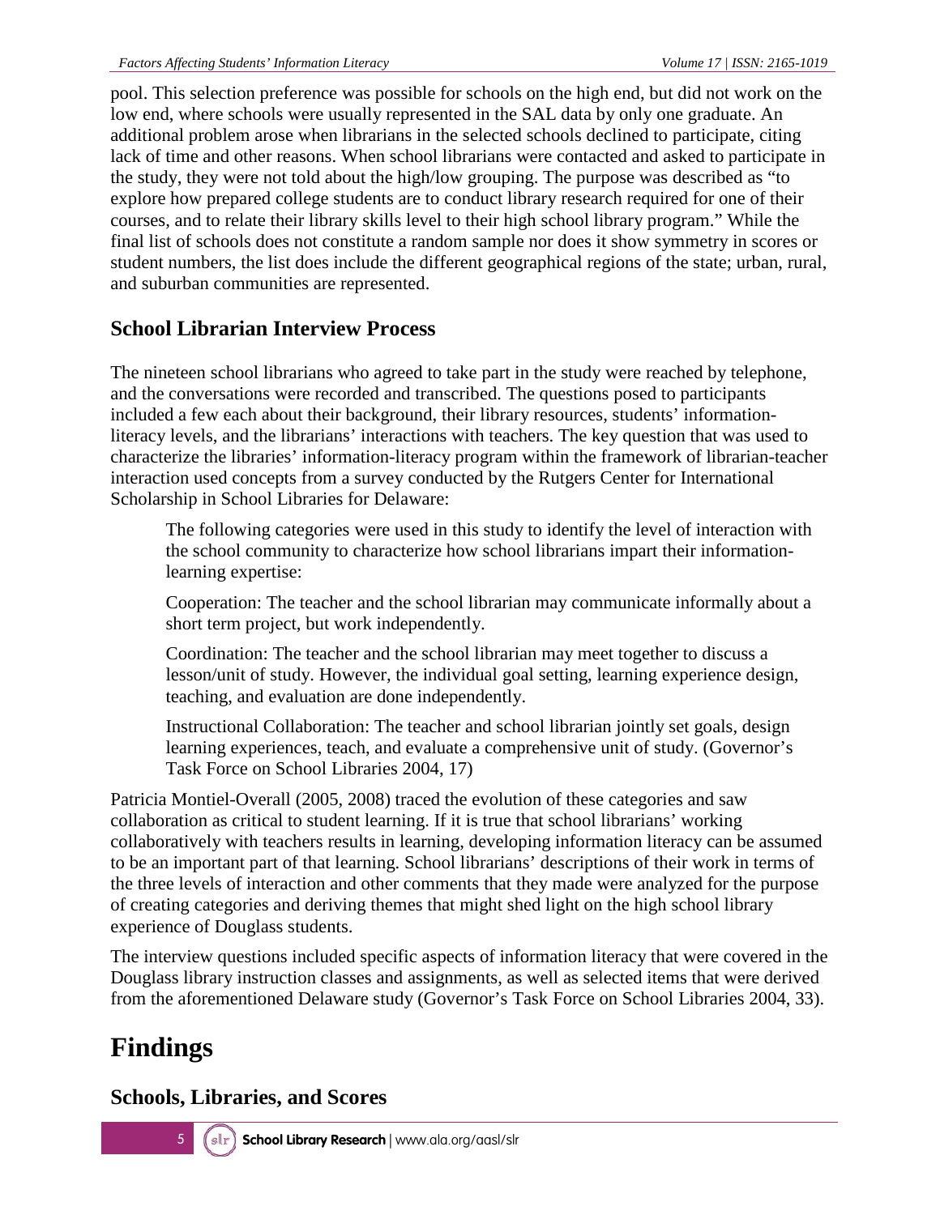pool. This selection preference was possible for schools on the high end, but did not work on the low end, where schools were usually represented in the SAL data by only one graduate. An additional problem arose when librarians in the selected schools declined to participate, citing lack of time and other reasons. When school librarians were contacted and asked to participate in the study, they were not told about the high/low grouping. The purpose was described as "to explore how prepared college students are to conduct library research required for one of their courses, and to relate their library skills level to their high school library program." While the final list of schools does not constitute a random sample nor does it show symmetry in scores or student numbers, the list does include the different geographical regions of the state; urban, rural, and suburban communities are represented.

## School Librarian Interview Process

The nineteen school librarians who agreed to take part in the study were reached by telephone, and the conversations were recorded and transcribed. The questions posed to participants included a few each about their background, their library resources, students' information-literacy levels, and the librarians' interactions with teachers. The key question that was used to characterize the libraries' information-literacy program within the framework of librarian-teacher interaction used concepts from a survey conducted by the Rutgers Center for International Scholarship in School Libraries for Delaware:

> The following categories were used in this study to identify the level of interaction with the school community to characterize how school librarians impart their information-learning expertise:
>
> Cooperation: The teacher and the school librarian may communicate informally about a short term project, but work independently.
>
> Coordination: The teacher and the school librarian may meet together to discuss a lesson/unit of study. However, the individual goal setting, learning experience design, teaching, and evaluation are done independently.
>
> Instructional Collaboration: The teacher and school librarian jointly set goals, design learning experiences, teach, and evaluate a comprehensive unit of study. (Governor's Task Force on School Libraries 2004, 17)

Patricia Montiel-Overall (2005, 2008) traced the evolution of these categories and saw collaboration as critical to student learning. If it is true that school librarians' working collaboratively with teachers results in learning, developing information literacy can be assumed to be an important part of that learning. School librarians' descriptions of their work in terms of the three levels of interaction and other comments that they made were analyzed for the purpose of creating categories and deriving themes that might shed light on the high school library experience of Douglass students.

The interview questions included specific aspects of information literacy that were covered in the Douglass library instruction classes and assignments, as well as selected items that were derived from the aforementioned Delaware study (Governor's Task Force on School Libraries 2004, 33).

# Findings

## Schools, Libraries, and Scores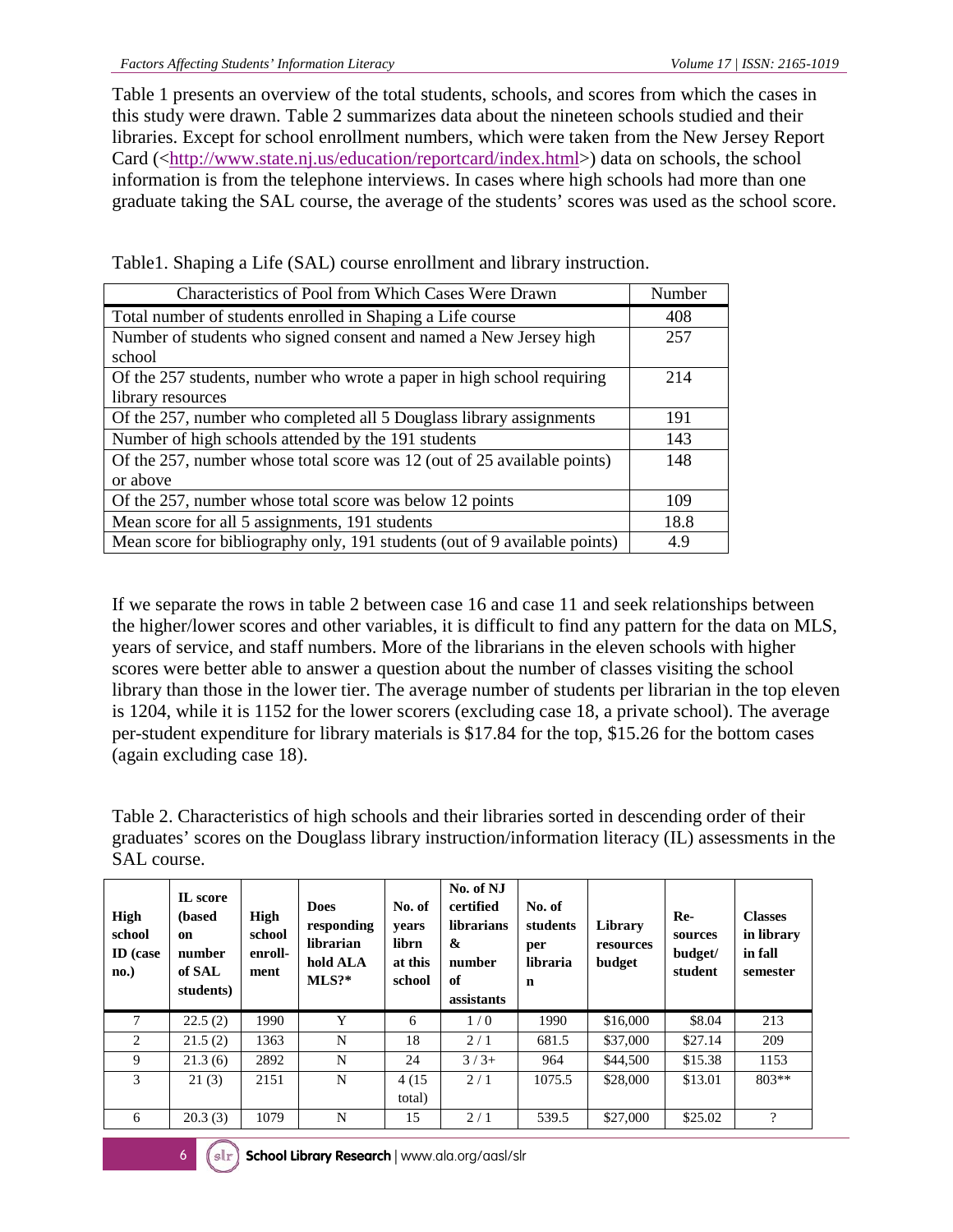Table 1 presents an overview of the total students, schools, and scores from which the cases in this study were drawn. Table 2 summarizes data about the nineteen schools studied and their libraries. Except for school enrollment numbers, which were taken from the New Jersey Report Card (<http://www.state.nj.us/education/reportcard/index.html>) data on schools, the school information is from the telephone interviews. In cases where high schools had more than one graduate taking the SAL course, the average of the students' scores was used as the school score.

Table1. Shaping a Life (SAL) course enrollment and library instruction.

| Characteristics of Pool from Which Cases Were Drawn | Number |
|---|---|
| Total number of students enrolled in Shaping a Life course | 408 |
| Number of students who signed consent and named a New Jersey high school | 257 |
| Of the 257 students, number who wrote a paper in high school requiring library resources | 214 |
| Of the 257, number who completed all 5 Douglass library assignments | 191 |
| Number of high schools attended by the 191 students | 143 |
| Of the 257, number whose total score was 12 (out of 25 available points) or above | 148 |
| Of the 257, number whose total score was below 12 points | 109 |
| Mean score for all 5 assignments, 191 students | 18.8 |
| Mean score for bibliography only, 191 students (out of 9 available points) | 4.9 |

If we separate the rows in table 2 between case 16 and case 11 and seek relationships between the higher/lower scores and other variables, it is difficult to find any pattern for the data on MLS, years of service, and staff numbers. More of the librarians in the eleven schools with higher scores were better able to answer a question about the number of classes visiting the school library than those in the lower tier. The average number of students per librarian in the top eleven is 1204, while it is 1152 for the lower scorers (excluding case 18, a private school). The average per-student expenditure for library materials is $17.84 for the top, $15.26 for the bottom cases (again excluding case 18).

Table 2. Characteristics of high schools and their libraries sorted in descending order of their graduates' scores on the Douglass library instruction/information literacy (IL) assessments in the SAL course.

| High school ID (case no.) | IL score (based on number of SAL students) | High school enroll-ment | Does responding librarian hold ALA MLS?* | No. of years librn at this school | No. of NJ certified librarians & number of assistants | No. of students per librarian | Library resources budget | Re-sources budget/ student | Classes in library in fall semester |
|---|---|---|---|---|---|---|---|---|---|
| 7 | 22.5 (2) | 1990 | Y | 6 | 1 / 0 | 1990 | $16,000 | $8.04 | 213 |
| 2 | 21.5 (2) | 1363 | N | 18 | 2 / 1 | 681.5 | $37,000 | $27.14 | 209 |
| 9 | 21.3 (6) | 2892 | N | 24 | 3 / 3+ | 964 | $44,500 | $15.38 | 1153 |
| 3 | 21 (3) | 2151 | N | 4 (15 total) | 2 / 1 | 1075.5 | $28,000 | $13.01 | 803** |
| 6 | 20.3 (3) | 1079 | N | 15 | 2 / 1 | 539.5 | $27,000 | $25.02 | ? |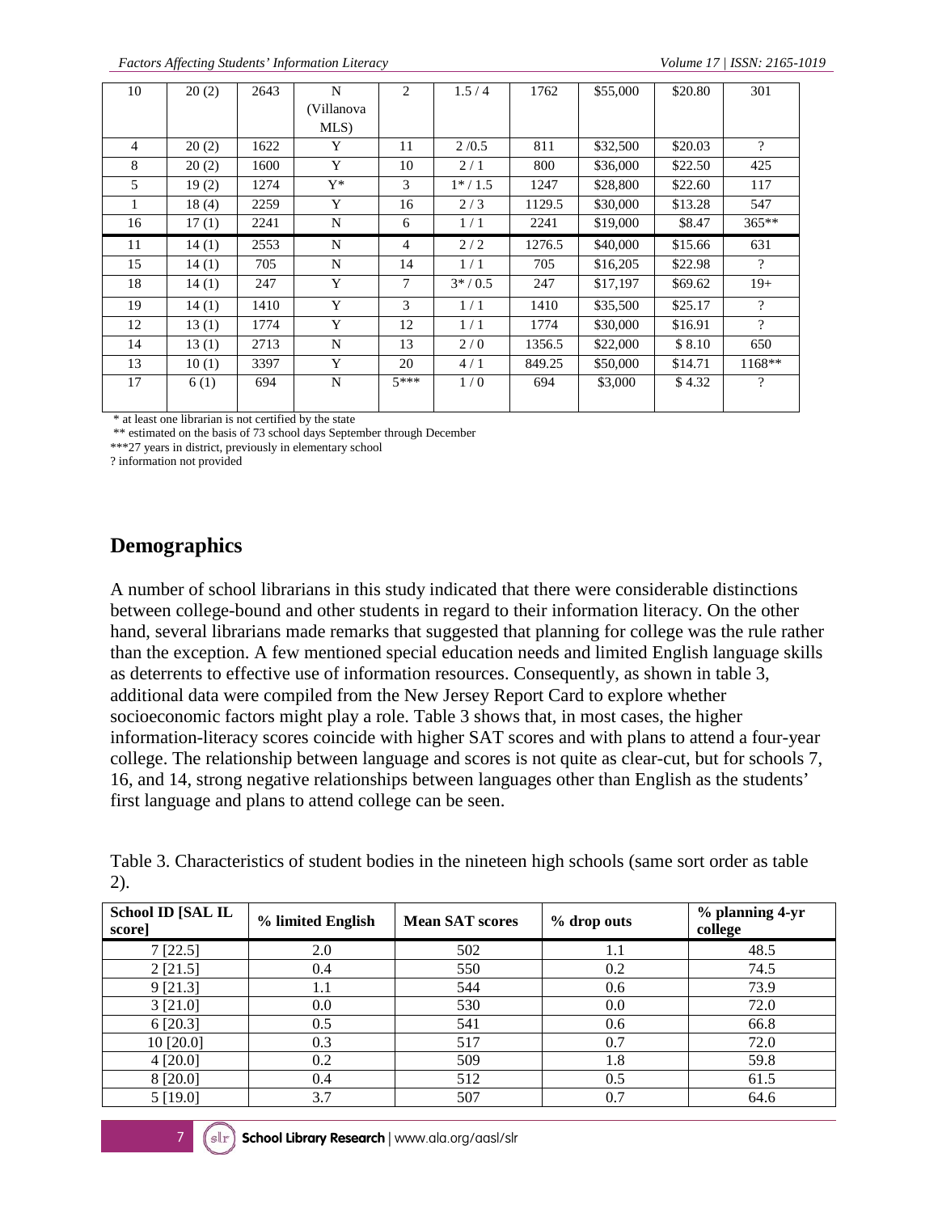| 10 | 20 (2) | 2643 | N (Villanova MLS) | 2 | 1.5 / 4 | 1762 | $55,000 | $20.80 | 301 |
|---|---|---|---|---|---|---|---|---|---|
| 4 | 20 (2) | 1622 | Y | 11 | 2 /0.5 | 811 | $32,500 | $20.03 | ? |
| 8 | 20 (2) | 1600 | Y | 10 | 2 / 1 | 800 | $36,000 | $22.50 | 425 |
| 5 | 19 (2) | 1274 | Y* | 3 | 1* / 1.5 | 1247 | $28,800 | $22.60 | 117 |
| 1 | 18 (4) | 2259 | Y | 16 | 2 / 3 | 1129.5 | $30,000 | $13.28 | 547 |
| 16 | 17 (1) | 2241 | N | 6 | 1 / 1 | 2241 | $19,000 | $8.47 | 365** |
| 11 | 14 (1) | 2553 | N | 4 | 2 / 2 | 1276.5 | $40,000 | $15.66 | 631 |
| 15 | 14 (1) | 705 | N | 14 | 1 / 1 | 705 | $16,205 | $22.98 | ? |
| 18 | 14 (1) | 247 | Y | 7 | 3* / 0.5 | 247 | $17,197 | $69.62 | 19+ |
| 19 | 14 (1) | 1410 | Y | 3 | 1 / 1 | 1410 | $35,500 | $25.17 | ? |
| 12 | 13 (1) | 1774 | Y | 12 | 1 / 1 | 1774 | $30,000 | $16.91 | ? |
| 14 | 13 (1) | 2713 | N | 13 | 2 / 0 | 1356.5 | $22,000 | $ 8.10 | 650 |
| 13 | 10 (1) | 3397 | Y | 20 | 4 / 1 | 849.25 | $50,000 | $14.71 | 1168** |
| 17 | 6 (1) | 694 | N | 5*** | 1 / 0 | 694 | $3,000 | $ 4.32 | ? |

* at least one librarian is not certified by the state
** estimated on the basis of 73 school days September through December
***27 years in district, previously in elementary school
? information not provided

## Demographics

A number of school librarians in this study indicated that there were considerable distinctions between college-bound and other students in regard to their information literacy. On the other hand, several librarians made remarks that suggested that planning for college was the rule rather than the exception. A few mentioned special education needs and limited English language skills as deterrents to effective use of information resources. Consequently, as shown in table 3, additional data were compiled from the New Jersey Report Card to explore whether socioeconomic factors might play a role. Table 3 shows that, in most cases, the higher information-literacy scores coincide with higher SAT scores and with plans to attend a four-year college. The relationship between language and scores is not quite as clear-cut, but for schools 7, 16, and 14, strong negative relationships between languages other than English as the students' first language and plans to attend college can be seen.

Table 3. Characteristics of student bodies in the nineteen high schools (same sort order as table 2).

| School ID [SAL IL score] | % limited English | Mean SAT scores | % drop outs | % planning 4-yr college |
|---|---|---|---|---|
| 7 [22.5] | 2.0 | 502 | 1.1 | 48.5 |
| 2 [21.5] | 0.4 | 550 | 0.2 | 74.5 |
| 9 [21.3] | 1.1 | 544 | 0.6 | 73.9 |
| 3 [21.0] | 0.0 | 530 | 0.0 | 72.0 |
| 6 [20.3] | 0.5 | 541 | 0.6 | 66.8 |
| 10 [20.0] | 0.3 | 517 | 0.7 | 72.0 |
| 4 [20.0] | 0.2 | 509 | 1.8 | 59.8 |
| 8 [20.0] | 0.4 | 512 | 0.5 | 61.5 |
| 5 [19.0] | 3.7 | 507 | 0.7 | 64.6 |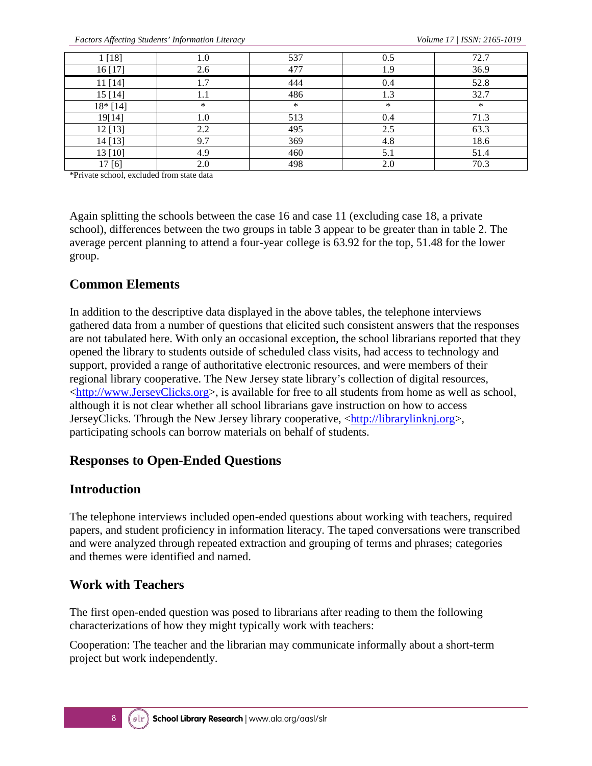| | | | | |
|---|---|---|---|---|
| 1 [18] | 1.0 | 537 | 0.5 | 72.7 |
| 16 [17] | 2.6 | 477 | 1.9 | 36.9 |
| 11 [14] | 1.7 | 444 | 0.4 | 52.8 |
| 15 [14] | 1.1 | 486 | 1.3 | 32.7 |
| 18* [14] | * | * | * | * |
| 19[14] | 1.0 | 513 | 0.4 | 71.3 |
| 12 [13] | 2.2 | 495 | 2.5 | 63.3 |
| 14 [13] | 9.7 | 369 | 4.8 | 18.6 |
| 13 [10] | 4.9 | 460 | 5.1 | 51.4 |
| 17 [6] | 2.0 | 498 | 2.0 | 70.3 |

*Private school, excluded from state data

Again splitting the schools between the case 16 and case 11 (excluding case 18, a private school), differences between the two groups in table 3 appear to be greater than in table 2. The average percent planning to attend a four-year college is 63.92 for the top, 51.48 for the lower group.

## Common Elements

In addition to the descriptive data displayed in the above tables, the telephone interviews gathered data from a number of questions that elicited such consistent answers that the responses are not tabulated here. With only an occasional exception, the school librarians reported that they opened the library to students outside of scheduled class visits, had access to technology and support, provided a range of authoritative electronic resources, and were members of their regional library cooperative. The New Jersey state library's collection of digital resources, <http://www.JerseyClicks.org>, is available for free to all students from home as well as school, although it is not clear whether all school librarians gave instruction on how to access JerseyClicks. Through the New Jersey library cooperative, <http://librarylinknj.org>, participating schools can borrow materials on behalf of students.

## Responses to Open-Ended Questions

### Introduction

The telephone interviews included open-ended questions about working with teachers, required papers, and student proficiency in information literacy. The taped conversations were transcribed and were analyzed through repeated extraction and grouping of terms and phrases; categories and themes were identified and named.

### Work with Teachers

The first open-ended question was posed to librarians after reading to them the following characterizations of how they might typically work with teachers:

Cooperation: The teacher and the librarian may communicate informally about a short-term project but work independently.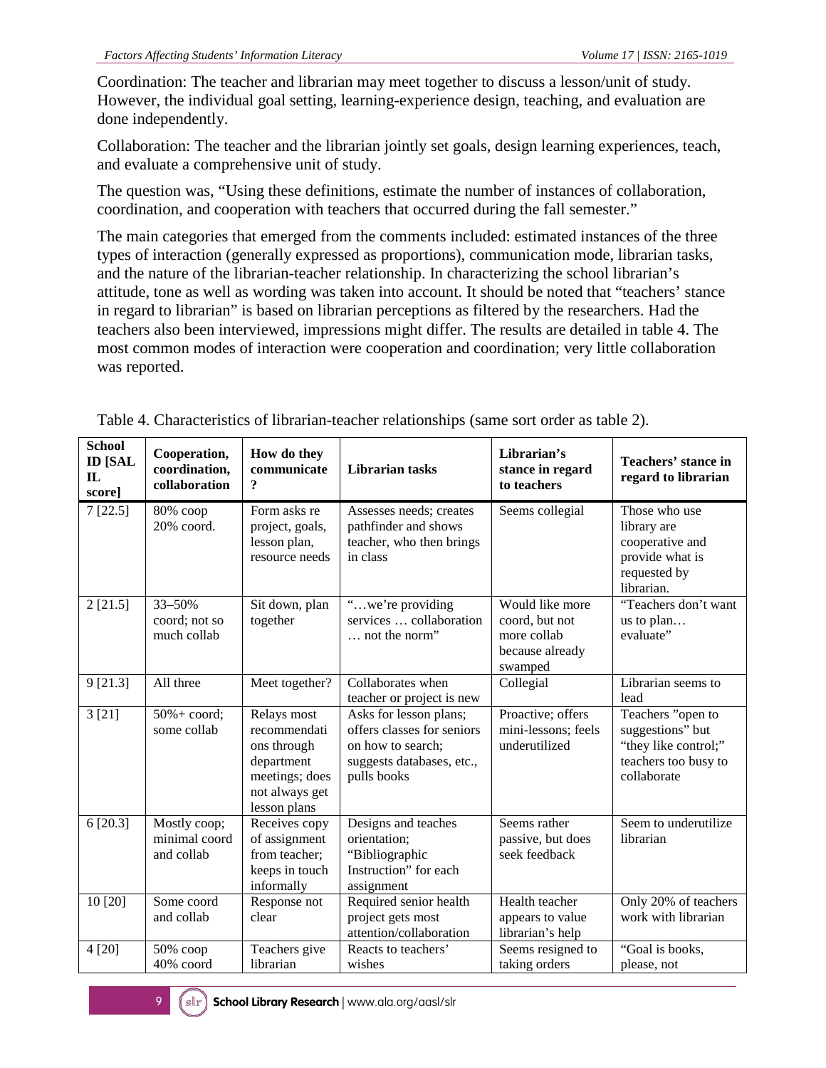Coordination: The teacher and librarian may meet together to discuss a lesson/unit of study. However, the individual goal setting, learning-experience design, teaching, and evaluation are done independently.

Collaboration: The teacher and the librarian jointly set goals, design learning experiences, teach, and evaluate a comprehensive unit of study.

The question was, "Using these definitions, estimate the number of instances of collaboration, coordination, and cooperation with teachers that occurred during the fall semester."

The main categories that emerged from the comments included: estimated instances of the three types of interaction (generally expressed as proportions), communication mode, librarian tasks, and the nature of the librarian-teacher relationship. In characterizing the school librarian's attitude, tone as well as wording was taken into account. It should be noted that "teachers' stance in regard to librarian" is based on librarian perceptions as filtered by the researchers. Had the teachers also been interviewed, impressions might differ. The results are detailed in table 4. The most common modes of interaction were cooperation and coordination; very little collaboration was reported.

Table 4. Characteristics of librarian-teacher relationships (same sort order as table 2).

| School ID [SAL IL score] | Cooperation, coordination, collaboration | How do they communicate? | Librarian tasks | Librarian's stance in regard to teachers | Teachers' stance in regard to librarian |
|---|---|---|---|---|---|
| 7 [22.5] | 80% coop 20% coord. | Form asks re project, goals, lesson plan, resource needs | Assesses needs; creates pathfinder and shows teacher, who then brings in class | Seems collegial | Those who use library are cooperative and provide what is requested by librarian. |
| 2 [21.5] | 33–50% coord; not so much collab | Sit down, plan together | "…we're providing services … collaboration … not the norm" | Would like more coord, but not more collab because already swamped | "Teachers don't want us to plan… evaluate" |
| 9 [21.3] | All three | Meet together? | Collaborates when teacher or project is new | Collegial | Librarian seems to lead |
| 3 [21] | 50%+ coord; some collab | Relays most recommendations through department meetings; does not always get lesson plans | Asks for lesson plans; offers classes for seniors on how to search; suggests databases, etc., pulls books | Proactive; offers mini-lessons; feels underutilized | Teachers "open to suggestions" but "they like control;" teachers too busy to collaborate |
| 6 [20.3] | Mostly coop; minimal coord and collab | Receives copy of assignment from teacher; keeps in touch informally | Designs and teaches orientation; "Bibliographic Instruction" for each assignment | Seems rather passive, but does seek feedback | Seem to underutilize librarian |
| 10 [20] | Some coord and collab | Response not clear | Required senior health project gets most attention/collaboration | Health teacher appears to value librarian's help | Only 20% of teachers work with librarian |
| 4 [20] | 50% coop 40% coord | Teachers give librarian | Reacts to teachers' wishes | Seems resigned to taking orders | "Goal is books, please, not |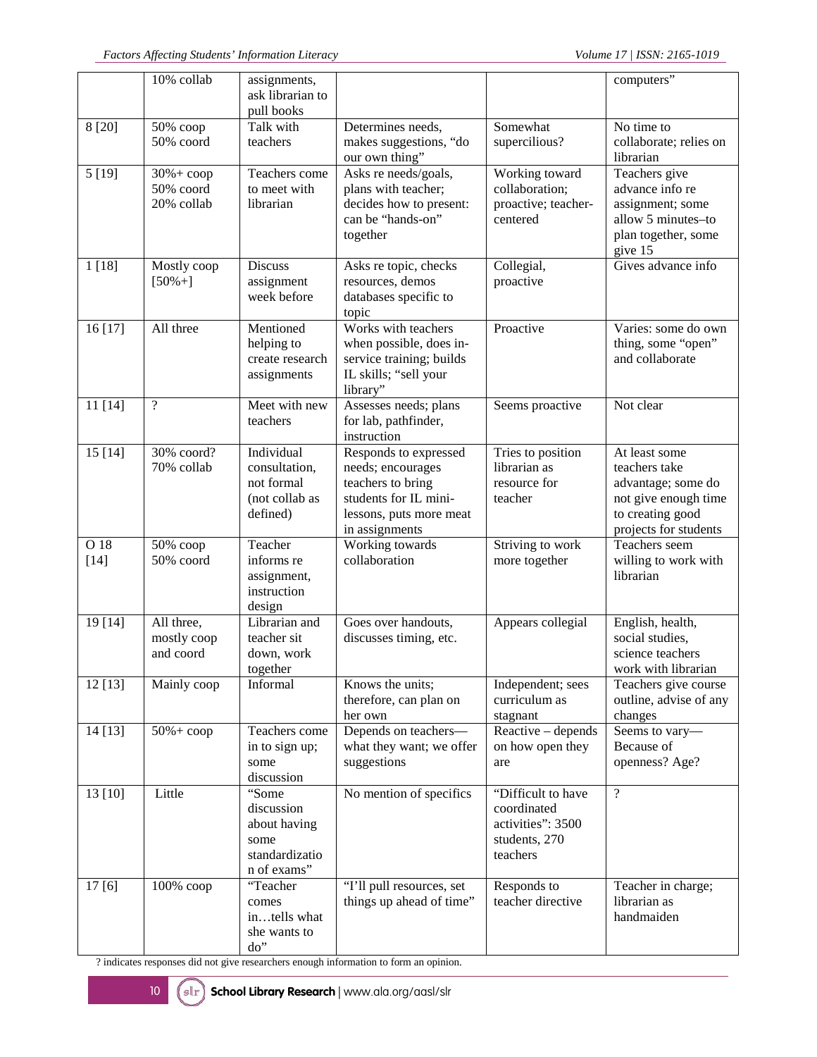|  |  |  |  |  |  |
|---|---|---|---|---|---|
|  | 10% collab | assignments, ask librarian to pull books |  |  | computers” |
| 8 [20] | 50% coop 50% coord | Talk with teachers | Determines needs, makes suggestions, “do our own thing” | Somewhat supercilious? | No time to collaborate; relies on librarian |
| 5 [19] | 30%+ coop 50% coord 20% collab | Teachers come to meet with librarian | Asks re needs/goals, plans with teacher; decides how to present: can be “hands-on” together | Working toward collaboration; proactive; teacher-centered | Teachers give advance info re assignment; some allow 5 minutes–to plan together, some give 15 |
| 1 [18] | Mostly coop [50%+] | Discuss assignment week before | Asks re topic, checks resources, demos databases specific to topic | Collegial, proactive | Gives advance info |
| 16 [17] | All three | Mentioned helping to create research assignments | Works with teachers when possible, does in-service training; builds IL skills; “sell your library” | Proactive | Varies: some do own thing, some “open” and collaborate |
| 11 [14] | ? | Meet with new teachers | Assesses needs; plans for lab, pathfinder, instruction | Seems proactive | Not clear |
| 15 [14] | 30% coord? 70% collab | Individual consultation, not formal (not collab as defined) | Responds to expressed needs; encourages teachers to bring students for IL mini-lessons, puts more meat in assignments | Tries to position librarian as resource for teacher | At least some teachers take advantage; some do not give enough time to creating good projects for students |
| O 18 [14] | 50% coop 50% coord | Teacher informs re assignment, instruction design | Working towards collaboration | Striving to work more together | Teachers seem willing to work with librarian |
| 19 [14] | All three, mostly coop and coord | Librarian and teacher sit down, work together | Goes over handouts, discusses timing, etc. | Appears collegial | English, health, social studies, science teachers work with librarian |
| 12 [13] | Mainly coop | Informal | Knows the units; therefore, can plan on her own | Independent; sees curriculum as stagnant | Teachers give course outline, advise of any changes |
| 14 [13] | 50%+ coop | Teachers come in to sign up; some discussion | Depends on teachers—what they want; we offer suggestions | Reactive – depends on how open they are | Seems to vary—Because of openness? Age? |
| 13 [10] | Little | “Some discussion about having some standardization of exams” | No mention of specifics | “Difficult to have coordinated activities”: 3500 students, 270 teachers | ? |
| 17 [6] | 100% coop | “Teacher comes in…tells what she wants to do” | “I’ll pull resources, set things up ahead of time” | Responds to teacher directive | Teacher in charge; librarian as handmaiden |

? indicates responses did not give researchers enough information to form an opinion.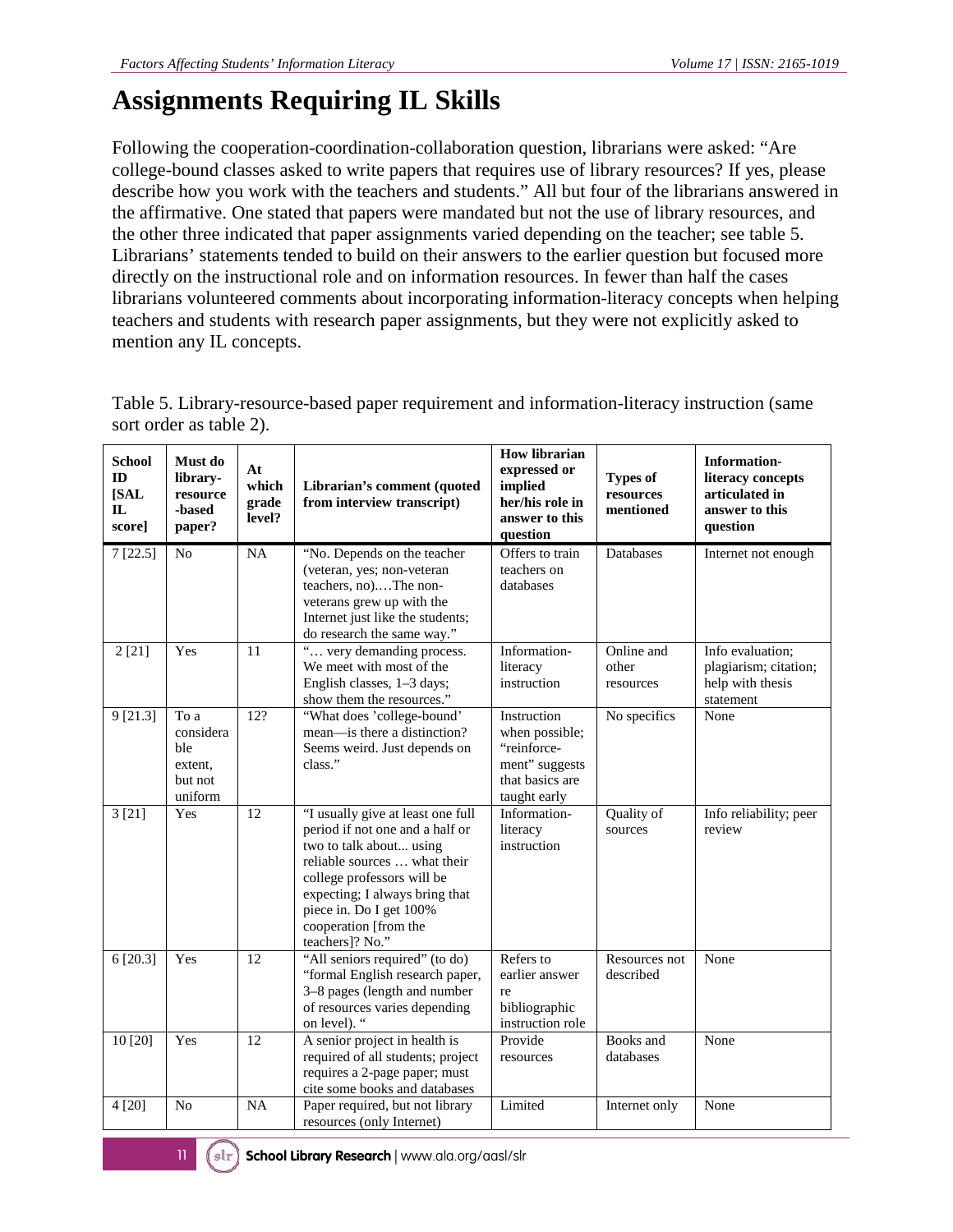# Assignments Requiring IL Skills

Following the cooperation-coordination-collaboration question, librarians were asked: "Are college-bound classes asked to write papers that requires use of library resources? If yes, please describe how you work with the teachers and students." All but four of the librarians answered in the affirmative. One stated that papers were mandated but not the use of library resources, and the other three indicated that paper assignments varied depending on the teacher; see table 5. Librarians' statements tended to build on their answers to the earlier question but focused more directly on the instructional role and on information resources. In fewer than half the cases librarians volunteered comments about incorporating information-literacy concepts when helping teachers and students with research paper assignments, but they were not explicitly asked to mention any IL concepts.

Table 5. Library-resource-based paper requirement and information-literacy instruction (same sort order as table 2).

| School ID [SAL IL score] | Must do library-resource-based paper? | At which grade level? | Librarian's comment (quoted from interview transcript) | How librarian expressed or implied her/his role in answer to this question | Types of resources mentioned | Information-literacy concepts articulated in answer to this question |
|---|---|---|---|---|---|---|
| 7 [22.5] | No | NA | "No. Depends on the teacher (veteran, yes; non-veteran teachers, no).…The non-veterans grew up with the Internet just like the students; do research the same way." | Offers to train teachers on databases | Databases | Internet not enough |
| 2 [21] | Yes | 11 | "… very demanding process. We meet with most of the English classes, 1–3 days; show them the resources." | Information-literacy instruction | Online and other resources | Info evaluation; plagiarism; citation; help with thesis statement |
| 9 [21.3] | To a considerable extent, but not uniform | 12? | "What does 'college-bound' mean—is there a distinction? Seems weird. Just depends on class." | Instruction when possible; "reinforce-ment" suggests that basics are taught early | No specifics | None |
| 3 [21] | Yes | 12 | "I usually give at least one full period if not one and a half or two to talk about... using reliable sources … what their college professors will be expecting; I always bring that piece in. Do I get 100% cooperation [from the teachers]? No." | Information-literacy instruction | Quality of sources | Info reliability; peer review |
| 6 [20.3] | Yes | 12 | "All seniors required" (to do) "formal English research paper, 3–8 pages (length and number of resources varies depending on level). " | Refers to earlier answer re bibliographic instruction role | Resources not described | None |
| 10 [20] | Yes | 12 | A senior project in health is required of all students; project requires a 2-page paper; must cite some books and databases | Provide resources | Books and databases | None |
| 4 [20] | No | NA | Paper required, but not library resources (only Internet) | Limited | Internet only | None |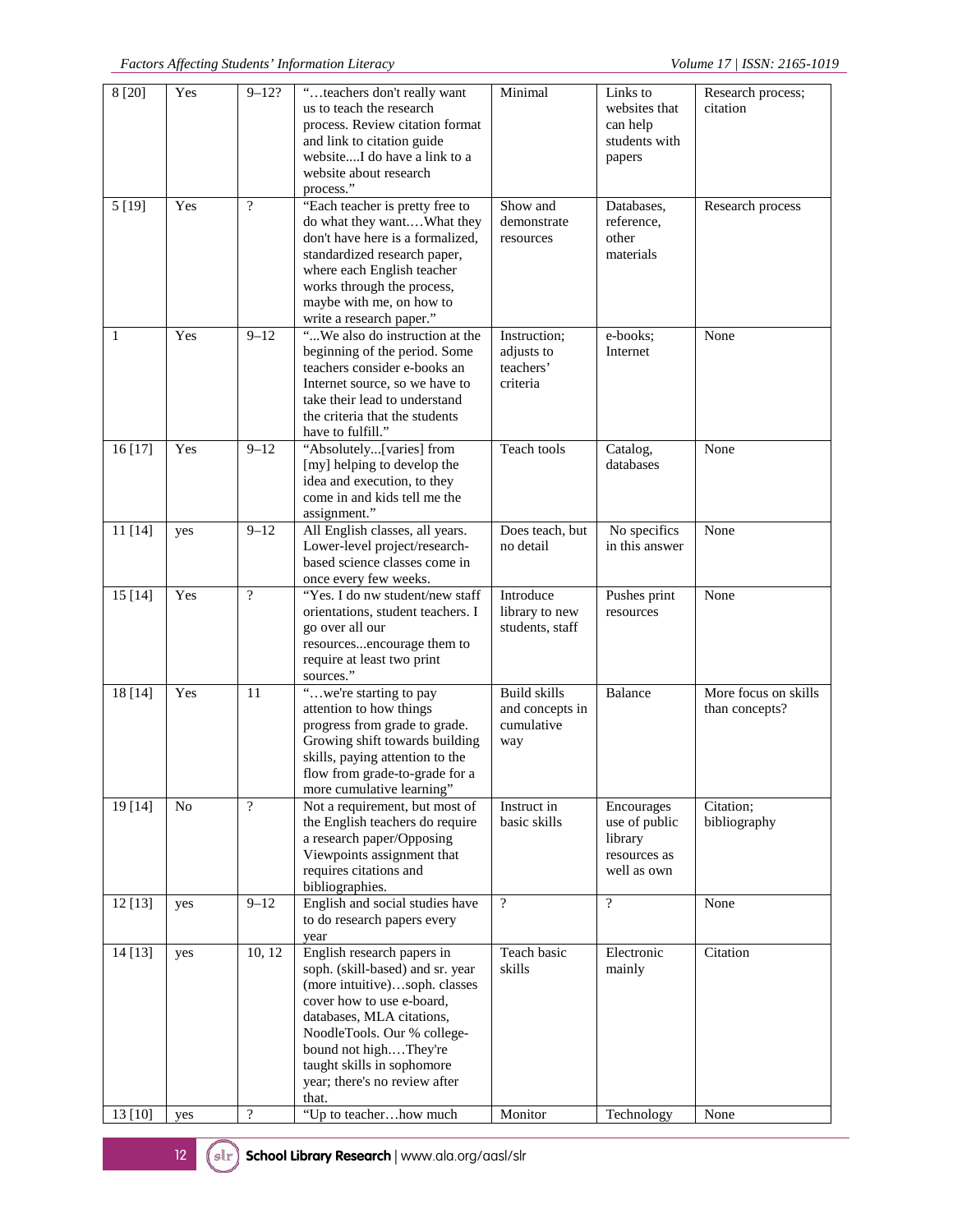| 8 [20] | Yes | 9–12? | "…teachers don't really want us to teach the research process. Review citation format and link to citation guide website....I do have a link to a website about research process." | Minimal | Links to websites that can help students with papers | Research process; citation |
|---|---|---|---|---|---|---|
| 5 [19] | Yes | ? | "Each teacher is pretty free to do what they want.…What they don't have here is a formalized, standardized research paper, where each English teacher works through the process, maybe with me, on how to write a research paper." | Show and demonstrate resources | Databases, reference, other materials | Research process |
| 1 | Yes | 9–12 | "...We also do instruction at the beginning of the period. Some teachers consider e-books an Internet source, so we have to take their lead to understand the criteria that the students have to fulfill." | Instruction; adjusts to teachers' criteria | e-books; Internet | None |
| 16 [17] | Yes | 9–12 | "Absolutely...[varies] from [my] helping to develop the idea and execution, to they come in and kids tell me the assignment." | Teach tools | Catalog, databases | None |
| 11 [14] | yes | 9–12 | All English classes, all years. Lower-level project/research-based science classes come in once every few weeks. | Does teach, but no detail | No specifics in this answer | None |
| 15 [14] | Yes | ? | "Yes. I do nw student/new staff orientations, student teachers. I go over all our resources...encourage them to require at least two print sources." | Introduce library to new students, staff | Pushes print resources | None |
| 18 [14] | Yes | 11 | "…we're starting to pay attention to how things progress from grade to grade. Growing shift towards building skills, paying attention to the flow from grade-to-grade for a more cumulative learning" | Build skills and concepts in cumulative way | Balance | More focus on skills than concepts? |
| 19 [14] | No | ? | Not a requirement, but most of the English teachers do require a research paper/Opposing Viewpoints assignment that requires citations and bibliographies. | Instruct in basic skills | Encourages use of public library resources as well as own | Citation; bibliography |
| 12 [13] | yes | 9–12 | English and social studies have to do research papers every year | ? | ? | None |
| 14 [13] | yes | 10, 12 | English research papers in soph. (skill-based) and sr. year (more intuitive)…soph. classes cover how to use e-board, databases, MLA citations, NoodleTools. Our % college-bound not high.…They're taught skills in sophomore year; there's no review after that. | Teach basic skills | Electronic mainly | Citation |
| 13 [10] | yes | ? | "Up to teacher…how much | Monitor | Technology | None |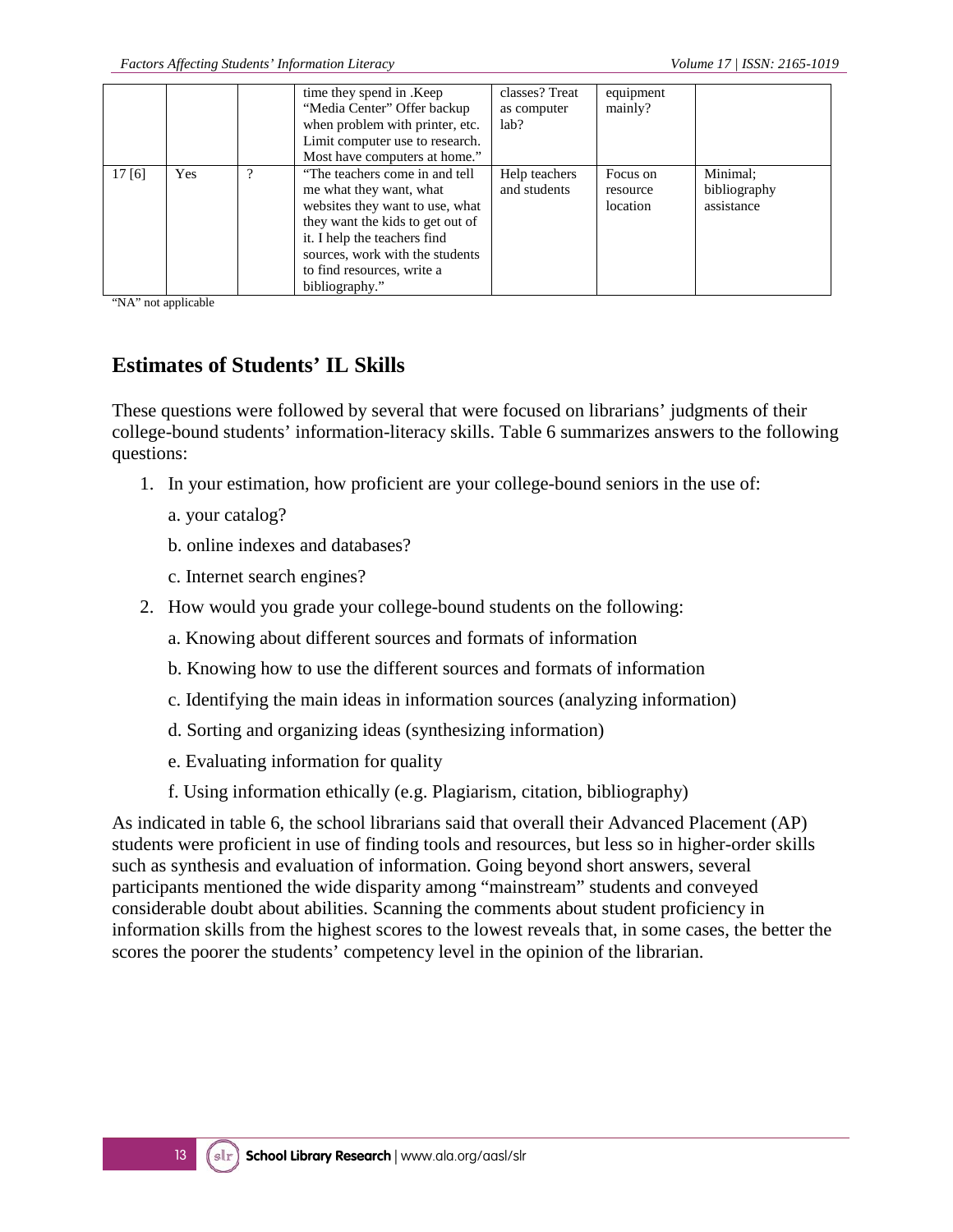| | | | time they spend in .Keep "Media Center" Offer backup when problem with printer, etc. Limit computer use to research. Most have computers at home." | classes? Treat as computer lab? | equipment mainly? | |
|---|---|---|---|---|---|---|
| 17 [6] | Yes | ? | "The teachers come in and tell me what they want, what websites they want to use, what they want the kids to get out of it. I help the teachers find sources, work with the students to find resources, write a bibliography." | Help teachers and students | Focus on resource location | Minimal; bibliography assistance |

"NA" not applicable

## Estimates of Students' IL Skills

These questions were followed by several that were focused on librarians' judgments of their college-bound students' information-literacy skills. Table 6 summarizes answers to the following questions:

1. In your estimation, how proficient are your college-bound seniors in the use of:

   a. your catalog?

   b. online indexes and databases?

   c. Internet search engines?

2. How would you grade your college-bound students on the following:

   a. Knowing about different sources and formats of information

   b. Knowing how to use the different sources and formats of information

   c. Identifying the main ideas in information sources (analyzing information)

   d. Sorting and organizing ideas (synthesizing information)

   e. Evaluating information for quality

   f. Using information ethically (e.g. Plagiarism, citation, bibliography)

As indicated in table 6, the school librarians said that overall their Advanced Placement (AP) students were proficient in use of finding tools and resources, but less so in higher-order skills such as synthesis and evaluation of information. Going beyond short answers, several participants mentioned the wide disparity among "mainstream" students and conveyed considerable doubt about abilities. Scanning the comments about student proficiency in information skills from the highest scores to the lowest reveals that, in some cases, the better the scores the poorer the students' competency level in the opinion of the librarian.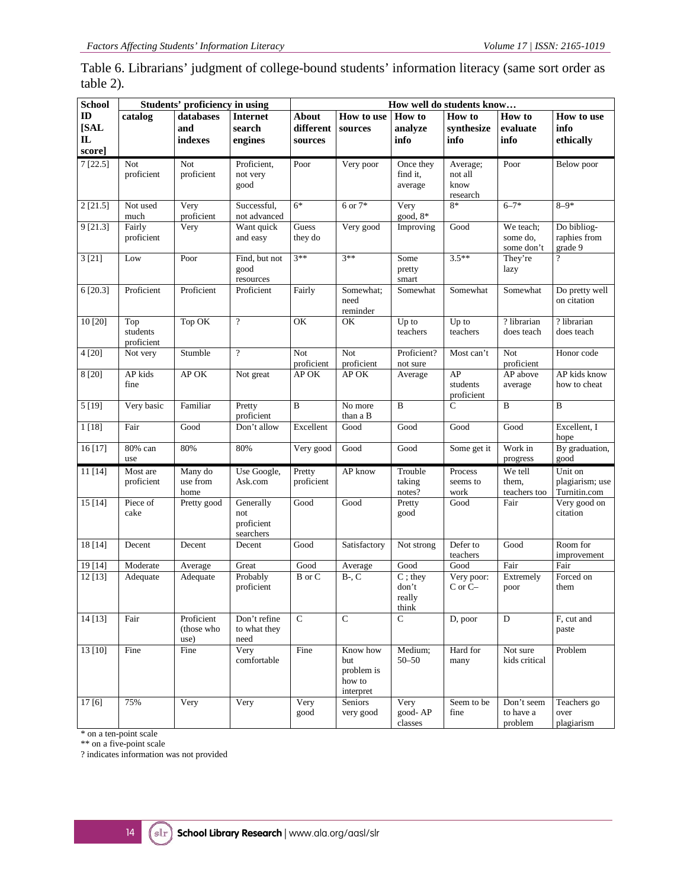Table 6. Librarians' judgment of college-bound students' information literacy (same sort order as table 2).

| School ID [SAL IL score] | Students' proficiency in using | | | How well do students know… | | | | | |
|---|---|---|---|---|---|---|---|---|---|
| | catalog | databases and indexes | Internet search engines | About different sources | How to use sources | How to analyze info | How to synthesize info | How to evaluate info | How to use info ethically |
| 7 [22.5] | Not proficient | Not proficient | Proficient, not very good | Poor | Very poor | Once they find it, average | Average; not all know research | Poor | Below poor |
| 2 [21.5] | Not used much | Very proficient | Successful, not advanced | 6* | 6 or 7* | Very good, 8* | 8* | 6–7* | 8–9* |
| 9 [21.3] | Fairly proficient | Very | Want quick and easy | Guess they do | Very good | Improving | Good | We teach; some do, some don't | Do bibliog-raphies from grade 9 |
| 3 [21] | Low | Poor | Find, but not good resources | 3** | 3** | Some pretty smart | 3.5** | They're lazy | ? |
| 6 [20.3] | Proficient | Proficient | Proficient | Fairly | Somewhat; need reminder | Somewhat | Somewhat | Somewhat | Do pretty well on citation |
| 10 [20] | Top students proficient | Top OK | ? | OK | OK | Up to teachers | Up to teachers | ? librarian does teach | ? librarian does teach |
| 4 [20] | Not very | Stumble | ? | Not proficient | Not proficient | Proficient? not sure | Most can't | Not proficient | Honor code |
| 8 [20] | AP kids fine | AP OK | Not great | AP OK | AP OK | Average | AP students proficient | AP above average | AP kids know how to cheat |
| 5 [19] | Very basic | Familiar | Pretty proficient | B | No more than a B | B | C | B | B |
| 1 [18] | Fair | Good | Don't allow | Excellent | Good | Good | Good | Good | Excellent, I hope |
| 16 [17] | 80% can use | 80% | 80% | Very good | Good | Good | Some get it | Work in progress | By graduation, good |
| 11 [14] | Most are proficient | Many do use from home | Use Google, Ask.com | Pretty proficient | AP know | Trouble taking notes? | Process seems to work | We tell them, teachers too | Unit on plagiarism; use Turnitin.com |
| 15 [14] | Piece of cake | Pretty good | Generally not proficient searchers | Good | Good | Pretty good | Good | Fair | Very good on citation |
| 18 [14] | Decent | Decent | Decent | Good | Satisfactory | Not strong | Defer to teachers | Good | Room for improvement |
| 19 [14] | Moderate | Average | Great | Good | Average | Good | Good | Fair | Fair |
| 12 [13] | Adequate | Adequate | Probably proficient | B or C | B-, C | C ; they don't really think | Very poor: C or C– | Extremely poor | Forced on them |
| 14 [13] | Fair | Proficient (those who use) | Don't refine to what they need | C | C | C | D, poor | D | F, cut and paste |
| 13 [10] | Fine | Fine | Very comfortable | Fine | Know how but problem is how to interpret | Medium; 50–50 | Hard for many | Not sure kids critical | Problem |
| 17 [6] | 75% | Very | Very | Very good | Seniors very good | Very good- AP classes | Seem to be fine | Don't seem to have a problem | Teachers go over plagiarism |

\* on a ten-point scale
\** on a five-point scale
? indicates information was not provided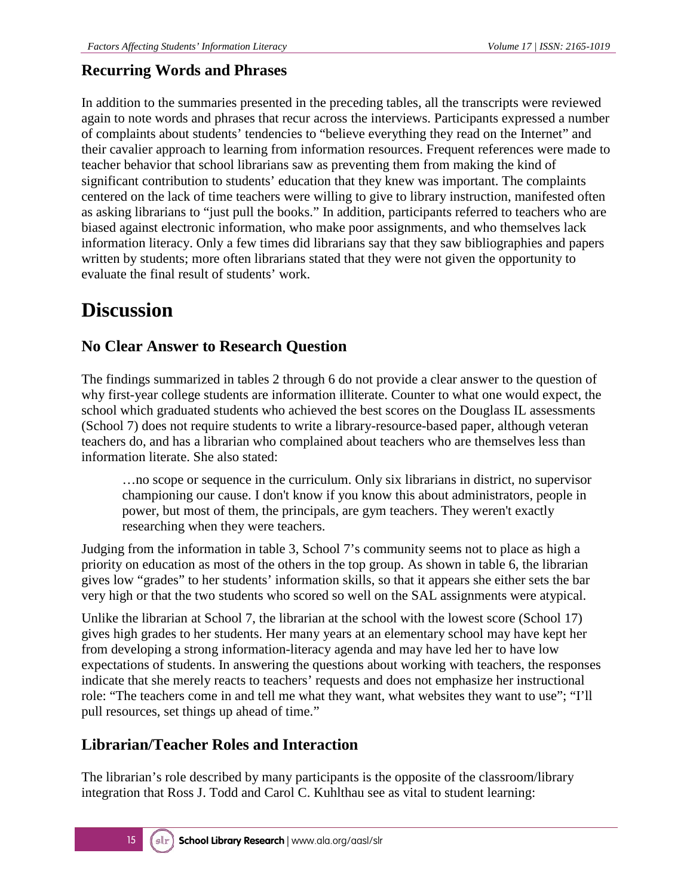### Recurring Words and Phrases

In addition to the summaries presented in the preceding tables, all the transcripts were reviewed again to note words and phrases that recur across the interviews. Participants expressed a number of complaints about students' tendencies to "believe everything they read on the Internet" and their cavalier approach to learning from information resources. Frequent references were made to teacher behavior that school librarians saw as preventing them from making the kind of significant contribution to students' education that they knew was important. The complaints centered on the lack of time teachers were willing to give to library instruction, manifested often as asking librarians to "just pull the books." In addition, participants referred to teachers who are biased against electronic information, who make poor assignments, and who themselves lack information literacy. Only a few times did librarians say that they saw bibliographies and papers written by students; more often librarians stated that they were not given the opportunity to evaluate the final result of students' work.

## Discussion

### No Clear Answer to Research Question

The findings summarized in tables 2 through 6 do not provide a clear answer to the question of why first-year college students are information illiterate. Counter to what one would expect, the school which graduated students who achieved the best scores on the Douglass IL assessments (School 7) does not require students to write a library-resource-based paper, although veteran teachers do, and has a librarian who complained about teachers who are themselves less than information literate. She also stated:

> …no scope or sequence in the curriculum. Only six librarians in district, no supervisor championing our cause. I don't know if you know this about administrators, people in power, but most of them, the principals, are gym teachers. They weren't exactly researching when they were teachers.

Judging from the information in table 3, School 7's community seems not to place as high a priority on education as most of the others in the top group. As shown in table 6, the librarian gives low "grades" to her students' information skills, so that it appears she either sets the bar very high or that the two students who scored so well on the SAL assignments were atypical.

Unlike the librarian at School 7, the librarian at the school with the lowest score (School 17) gives high grades to her students. Her many years at an elementary school may have kept her from developing a strong information-literacy agenda and may have led her to have low expectations of students. In answering the questions about working with teachers, the responses indicate that she merely reacts to teachers' requests and does not emphasize her instructional role: "The teachers come in and tell me what they want, what websites they want to use"; "I'll pull resources, set things up ahead of time."

### Librarian/Teacher Roles and Interaction

The librarian's role described by many participants is the opposite of the classroom/library integration that Ross J. Todd and Carol C. Kuhlthau see as vital to student learning: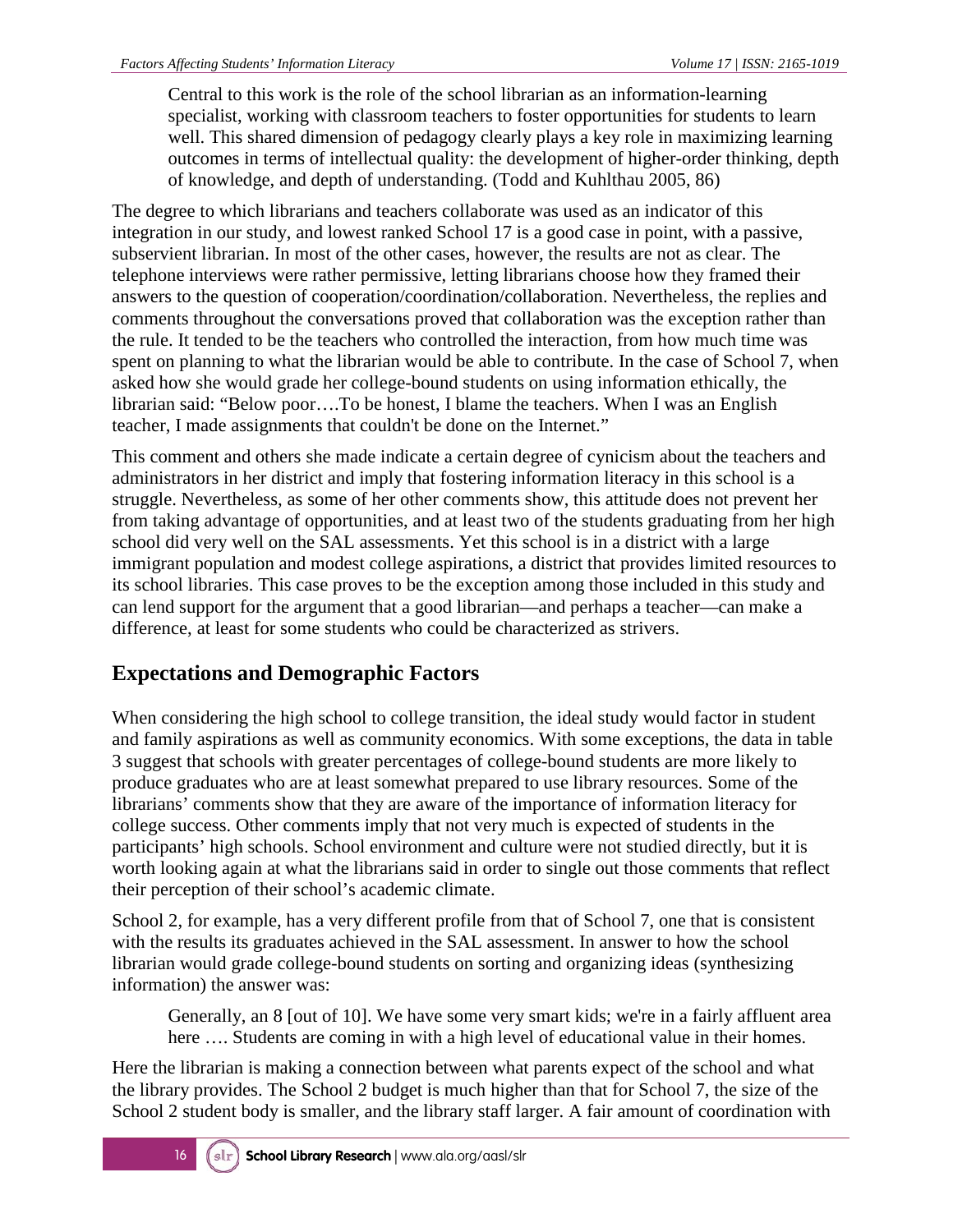> Central to this work is the role of the school librarian as an information-learning specialist, working with classroom teachers to foster opportunities for students to learn well. This shared dimension of pedagogy clearly plays a key role in maximizing learning outcomes in terms of intellectual quality: the development of higher-order thinking, depth of knowledge, and depth of understanding. (Todd and Kuhlthau 2005, 86)

The degree to which librarians and teachers collaborate was used as an indicator of this integration in our study, and lowest ranked School 17 is a good case in point, with a passive, subservient librarian. In most of the other cases, however, the results are not as clear. The telephone interviews were rather permissive, letting librarians choose how they framed their answers to the question of cooperation/coordination/collaboration. Nevertheless, the replies and comments throughout the conversations proved that collaboration was the exception rather than the rule. It tended to be the teachers who controlled the interaction, from how much time was spent on planning to what the librarian would be able to contribute. In the case of School 7, when asked how she would grade her college-bound students on using information ethically, the librarian said: "Below poor….To be honest, I blame the teachers. When I was an English teacher, I made assignments that couldn't be done on the Internet."

This comment and others she made indicate a certain degree of cynicism about the teachers and administrators in her district and imply that fostering information literacy in this school is a struggle. Nevertheless, as some of her other comments show, this attitude does not prevent her from taking advantage of opportunities, and at least two of the students graduating from her high school did very well on the SAL assessments. Yet this school is in a district with a large immigrant population and modest college aspirations, a district that provides limited resources to its school libraries. This case proves to be the exception among those included in this study and can lend support for the argument that a good librarian—and perhaps a teacher—can make a difference, at least for some students who could be characterized as strivers.

## Expectations and Demographic Factors

When considering the high school to college transition, the ideal study would factor in student and family aspirations as well as community economics. With some exceptions, the data in table 3 suggest that schools with greater percentages of college-bound students are more likely to produce graduates who are at least somewhat prepared to use library resources. Some of the librarians' comments show that they are aware of the importance of information literacy for college success. Other comments imply that not very much is expected of students in the participants' high schools. School environment and culture were not studied directly, but it is worth looking again at what the librarians said in order to single out those comments that reflect their perception of their school's academic climate.

School 2, for example, has a very different profile from that of School 7, one that is consistent with the results its graduates achieved in the SAL assessment. In answer to how the school librarian would grade college-bound students on sorting and organizing ideas (synthesizing information) the answer was:

> Generally, an 8 [out of 10]. We have some very smart kids; we're in a fairly affluent area here …. Students are coming in with a high level of educational value in their homes.

Here the librarian is making a connection between what parents expect of the school and what the library provides. The School 2 budget is much higher than that for School 7, the size of the School 2 student body is smaller, and the library staff larger. A fair amount of coordination with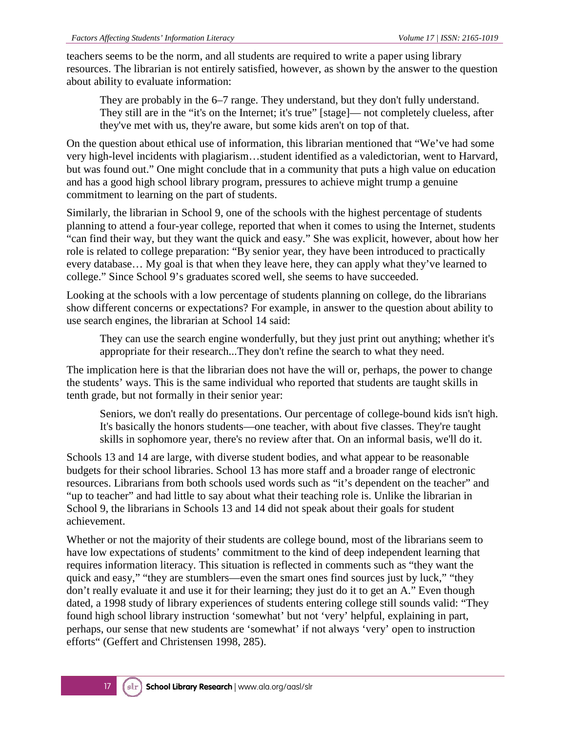teachers seems to be the norm, and all students are required to write a paper using library resources. The librarian is not entirely satisfied, however, as shown by the answer to the question about ability to evaluate information:

> They are probably in the 6–7 range. They understand, but they don't fully understand. They still are in the "it's on the Internet; it's true" [stage]— not completely clueless, after they've met with us, they're aware, but some kids aren't on top of that.

On the question about ethical use of information, this librarian mentioned that "We've had some very high-level incidents with plagiarism…student identified as a valedictorian, went to Harvard, but was found out." One might conclude that in a community that puts a high value on education and has a good high school library program, pressures to achieve might trump a genuine commitment to learning on the part of students.

Similarly, the librarian in School 9, one of the schools with the highest percentage of students planning to attend a four-year college, reported that when it comes to using the Internet, students "can find their way, but they want the quick and easy." She was explicit, however, about how her role is related to college preparation: "By senior year, they have been introduced to practically every database… My goal is that when they leave here, they can apply what they've learned to college." Since School 9's graduates scored well, she seems to have succeeded.

Looking at the schools with a low percentage of students planning on college, do the librarians show different concerns or expectations? For example, in answer to the question about ability to use search engines, the librarian at School 14 said:

> They can use the search engine wonderfully, but they just print out anything; whether it's appropriate for their research...They don't refine the search to what they need.

The implication here is that the librarian does not have the will or, perhaps, the power to change the students' ways. This is the same individual who reported that students are taught skills in tenth grade, but not formally in their senior year:

> Seniors, we don't really do presentations. Our percentage of college-bound kids isn't high. It's basically the honors students—one teacher, with about five classes. They're taught skills in sophomore year, there's no review after that. On an informal basis, we'll do it.

Schools 13 and 14 are large, with diverse student bodies, and what appear to be reasonable budgets for their school libraries. School 13 has more staff and a broader range of electronic resources. Librarians from both schools used words such as "it's dependent on the teacher" and "up to teacher" and had little to say about what their teaching role is. Unlike the librarian in School 9, the librarians in Schools 13 and 14 did not speak about their goals for student achievement.

Whether or not the majority of their students are college bound, most of the librarians seem to have low expectations of students' commitment to the kind of deep independent learning that requires information literacy. This situation is reflected in comments such as "they want the quick and easy," "they are stumblers—even the smart ones find sources just by luck," "they don't really evaluate it and use it for their learning; they just do it to get an A." Even though dated, a 1998 study of library experiences of students entering college still sounds valid: "They found high school library instruction 'somewhat' but not 'very' helpful, explaining in part, perhaps, our sense that new students are 'somewhat' if not always 'very' open to instruction efforts" (Geffert and Christensen 1998, 285).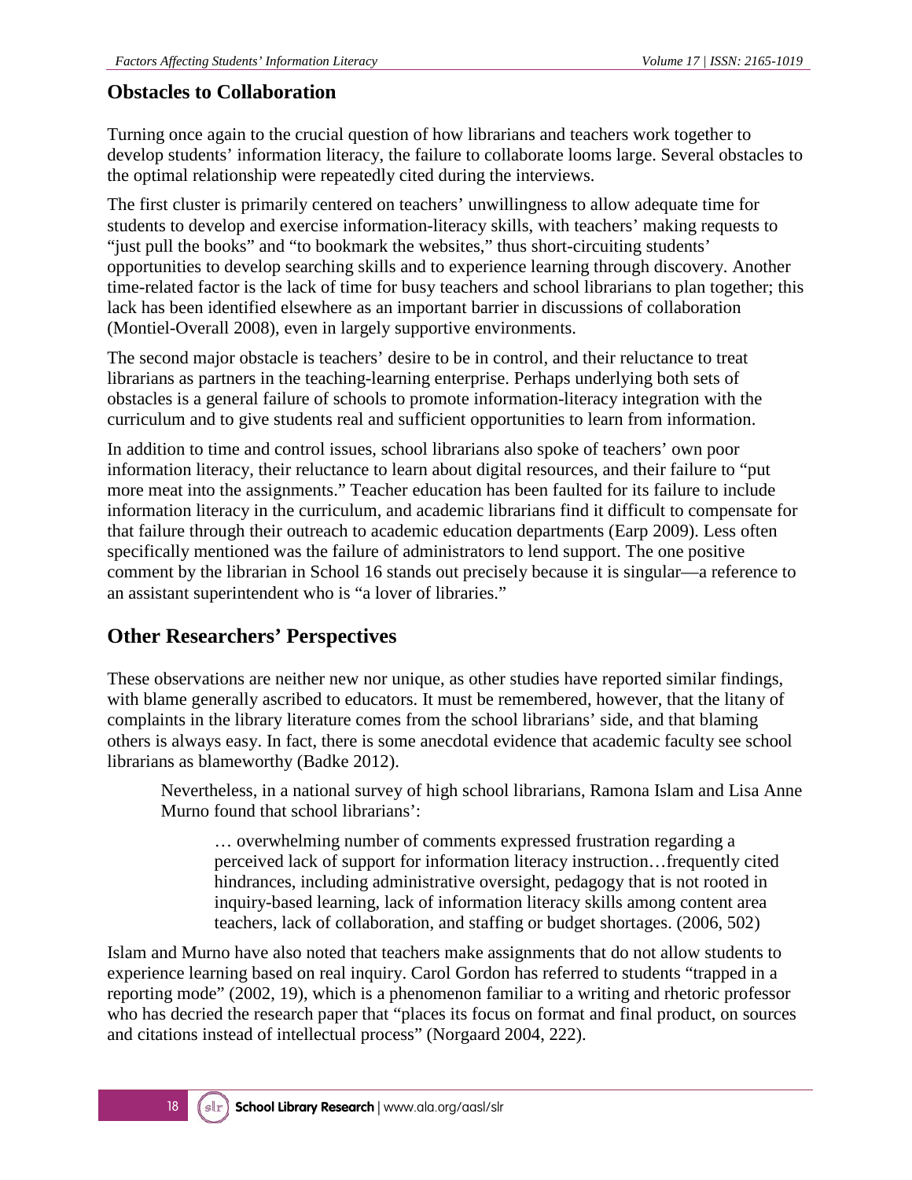### Obstacles to Collaboration

Turning once again to the crucial question of how librarians and teachers work together to develop students' information literacy, the failure to collaborate looms large. Several obstacles to the optimal relationship were repeatedly cited during the interviews.

The first cluster is primarily centered on teachers' unwillingness to allow adequate time for students to develop and exercise information-literacy skills, with teachers' making requests to "just pull the books" and "to bookmark the websites," thus short-circuiting students' opportunities to develop searching skills and to experience learning through discovery. Another time-related factor is the lack of time for busy teachers and school librarians to plan together; this lack has been identified elsewhere as an important barrier in discussions of collaboration (Montiel-Overall 2008), even in largely supportive environments.

The second major obstacle is teachers' desire to be in control, and their reluctance to treat librarians as partners in the teaching-learning enterprise. Perhaps underlying both sets of obstacles is a general failure of schools to promote information-literacy integration with the curriculum and to give students real and sufficient opportunities to learn from information.

In addition to time and control issues, school librarians also spoke of teachers' own poor information literacy, their reluctance to learn about digital resources, and their failure to "put more meat into the assignments." Teacher education has been faulted for its failure to include information literacy in the curriculum, and academic librarians find it difficult to compensate for that failure through their outreach to academic education departments (Earp 2009). Less often specifically mentioned was the failure of administrators to lend support. The one positive comment by the librarian in School 16 stands out precisely because it is singular—a reference to an assistant superintendent who is "a lover of libraries."

## Other Researchers' Perspectives

These observations are neither new nor unique, as other studies have reported similar findings, with blame generally ascribed to educators. It must be remembered, however, that the litany of complaints in the library literature comes from the school librarians' side, and that blaming others is always easy. In fact, there is some anecdotal evidence that academic faculty see school librarians as blameworthy (Badke 2012).

> Nevertheless, in a national survey of high school librarians, Ramona Islam and Lisa Anne Murno found that school librarians':
>
> > … overwhelming number of comments expressed frustration regarding a perceived lack of support for information literacy instruction…frequently cited hindrances, including administrative oversight, pedagogy that is not rooted in inquiry-based learning, lack of information literacy skills among content area teachers, lack of collaboration, and staffing or budget shortages. (2006, 502)

Islam and Murno have also noted that teachers make assignments that do not allow students to experience learning based on real inquiry. Carol Gordon has referred to students "trapped in a reporting mode" (2002, 19), which is a phenomenon familiar to a writing and rhetoric professor who has decried the research paper that "places its focus on format and final product, on sources and citations instead of intellectual process" (Norgaard 2004, 222).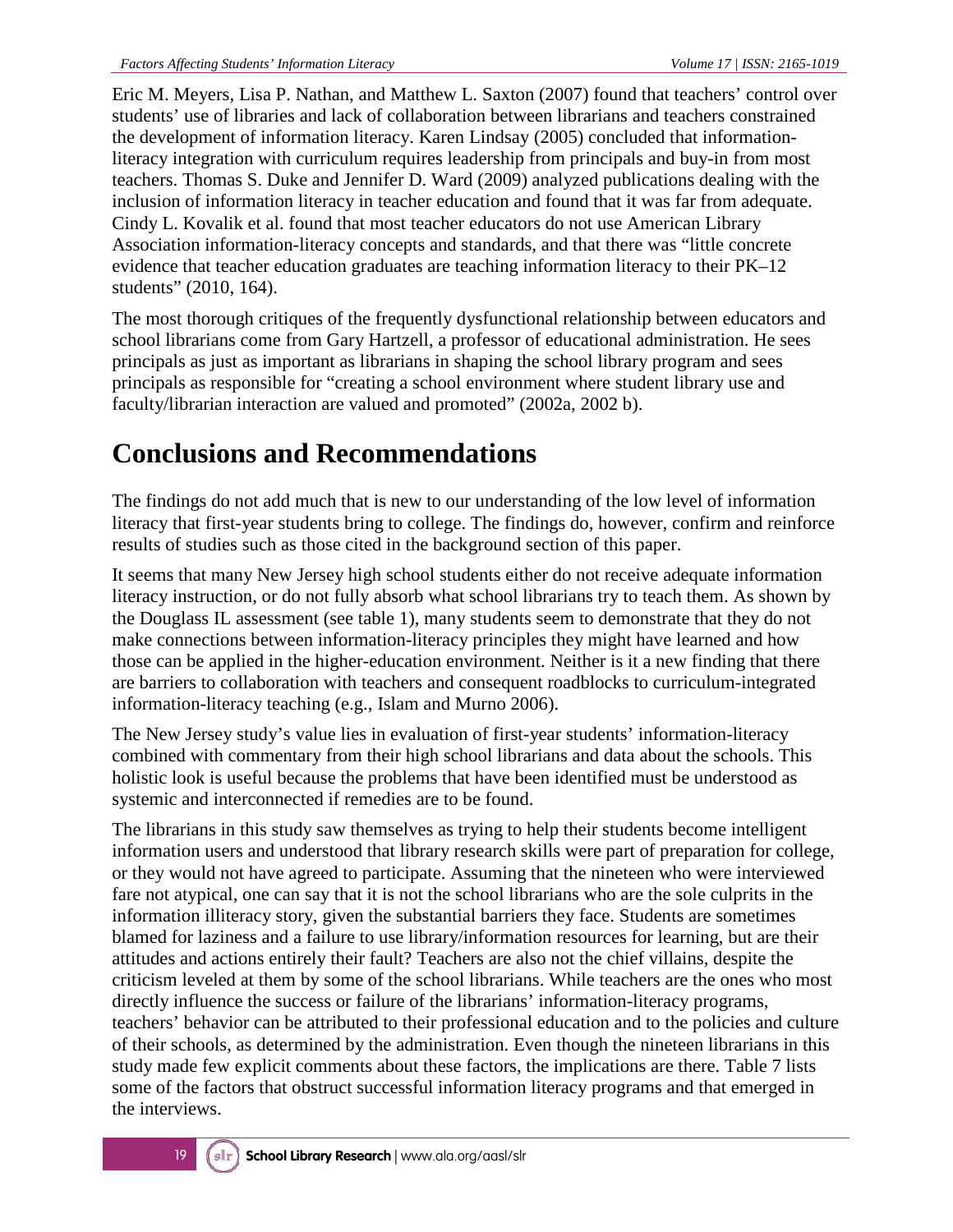Eric M. Meyers, Lisa P. Nathan, and Matthew L. Saxton (2007) found that teachers' control over students' use of libraries and lack of collaboration between librarians and teachers constrained the development of information literacy. Karen Lindsay (2005) concluded that information-literacy integration with curriculum requires leadership from principals and buy-in from most teachers. Thomas S. Duke and Jennifer D. Ward (2009) analyzed publications dealing with the inclusion of information literacy in teacher education and found that it was far from adequate. Cindy L. Kovalik et al. found that most teacher educators do not use American Library Association information-literacy concepts and standards, and that there was "little concrete evidence that teacher education graduates are teaching information literacy to their PK–12 students" (2010, 164).

The most thorough critiques of the frequently dysfunctional relationship between educators and school librarians come from Gary Hartzell, a professor of educational administration. He sees principals as just as important as librarians in shaping the school library program and sees principals as responsible for "creating a school environment where student library use and faculty/librarian interaction are valued and promoted" (2002a, 2002 b).

# Conclusions and Recommendations

The findings do not add much that is new to our understanding of the low level of information literacy that first-year students bring to college. The findings do, however, confirm and reinforce results of studies such as those cited in the background section of this paper.

It seems that many New Jersey high school students either do not receive adequate information literacy instruction, or do not fully absorb what school librarians try to teach them. As shown by the Douglass IL assessment (see table 1), many students seem to demonstrate that they do not make connections between information-literacy principles they might have learned and how those can be applied in the higher-education environment. Neither is it a new finding that there are barriers to collaboration with teachers and consequent roadblocks to curriculum-integrated information-literacy teaching (e.g., Islam and Murno 2006).

The New Jersey study's value lies in evaluation of first-year students' information-literacy combined with commentary from their high school librarians and data about the schools. This holistic look is useful because the problems that have been identified must be understood as systemic and interconnected if remedies are to be found.

The librarians in this study saw themselves as trying to help their students become intelligent information users and understood that library research skills were part of preparation for college, or they would not have agreed to participate. Assuming that the nineteen who were interviewed fare not atypical, one can say that it is not the school librarians who are the sole culprits in the information illiteracy story, given the substantial barriers they face. Students are sometimes blamed for laziness and a failure to use library/information resources for learning, but are their attitudes and actions entirely their fault? Teachers are also not the chief villains, despite the criticism leveled at them by some of the school librarians. While teachers are the ones who most directly influence the success or failure of the librarians' information-literacy programs, teachers' behavior can be attributed to their professional education and to the policies and culture of their schools, as determined by the administration. Even though the nineteen librarians in this study made few explicit comments about these factors, the implications are there. Table 7 lists some of the factors that obstruct successful information literacy programs and that emerged in the interviews.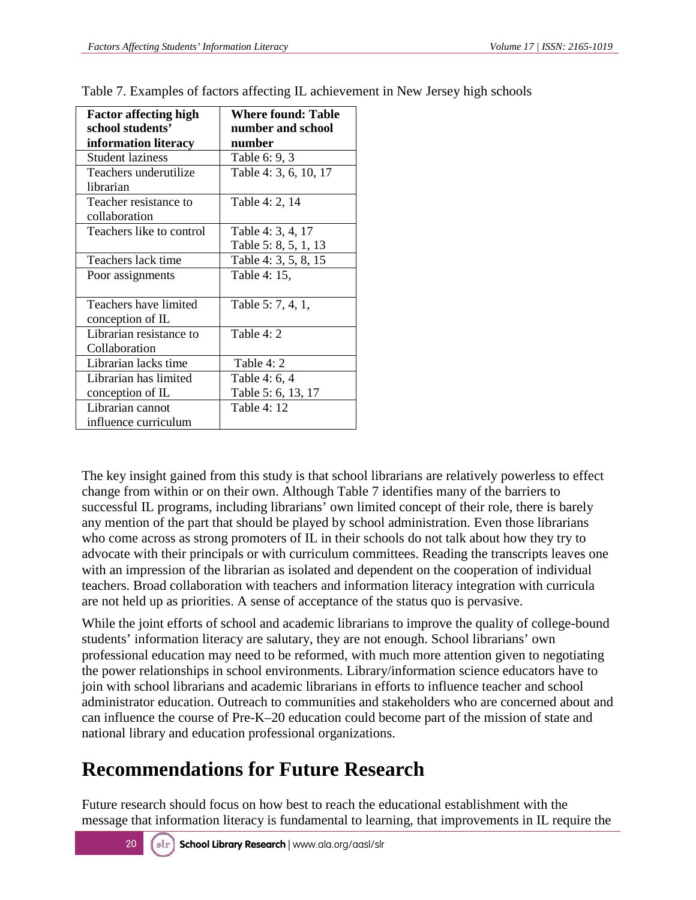Table 7. Examples of factors affecting IL achievement in New Jersey high schools

| Factor affecting high school students' information literacy | Where found: Table number and school number |
|---|---|
| Student laziness | Table 6: 9, 3 |
| Teachers underutilize librarian | Table 4: 3, 6, 10, 17 |
| Teacher resistance to collaboration | Table 4: 2, 14 |
| Teachers like to control | Table 4: 3, 4, 17<br>Table 5: 8, 5, 1, 13 |
| Teachers lack time | Table 4: 3, 5, 8, 15 |
| Poor assignments | Table 4: 15, |
| Teachers have limited conception of IL | Table 5: 7, 4, 1, |
| Librarian resistance to Collaboration | Table 4: 2 |
| Librarian lacks time | Table 4: 2 |
| Librarian has limited conception of IL | Table 4: 6, 4<br>Table 5: 6, 13, 17 |
| Librarian cannot influence curriculum | Table 4: 12 |

The key insight gained from this study is that school librarians are relatively powerless to effect change from within or on their own. Although Table 7 identifies many of the barriers to successful IL programs, including librarians' own limited concept of their role, there is barely any mention of the part that should be played by school administration. Even those librarians who come across as strong promoters of IL in their schools do not talk about how they try to advocate with their principals or with curriculum committees. Reading the transcripts leaves one with an impression of the librarian as isolated and dependent on the cooperation of individual teachers. Broad collaboration with teachers and information literacy integration with curricula are not held up as priorities. A sense of acceptance of the status quo is pervasive.

While the joint efforts of school and academic librarians to improve the quality of college-bound students' information literacy are salutary, they are not enough. School librarians' own professional education may need to be reformed, with much more attention given to negotiating the power relationships in school environments. Library/information science educators have to join with school librarians and academic librarians in efforts to influence teacher and school administrator education. Outreach to communities and stakeholders who are concerned about and can influence the course of Pre-K–20 education could become part of the mission of state and national library and education professional organizations.

# Recommendations for Future Research

Future research should focus on how best to reach the educational establishment with the message that information literacy is fundamental to learning, that improvements in IL require the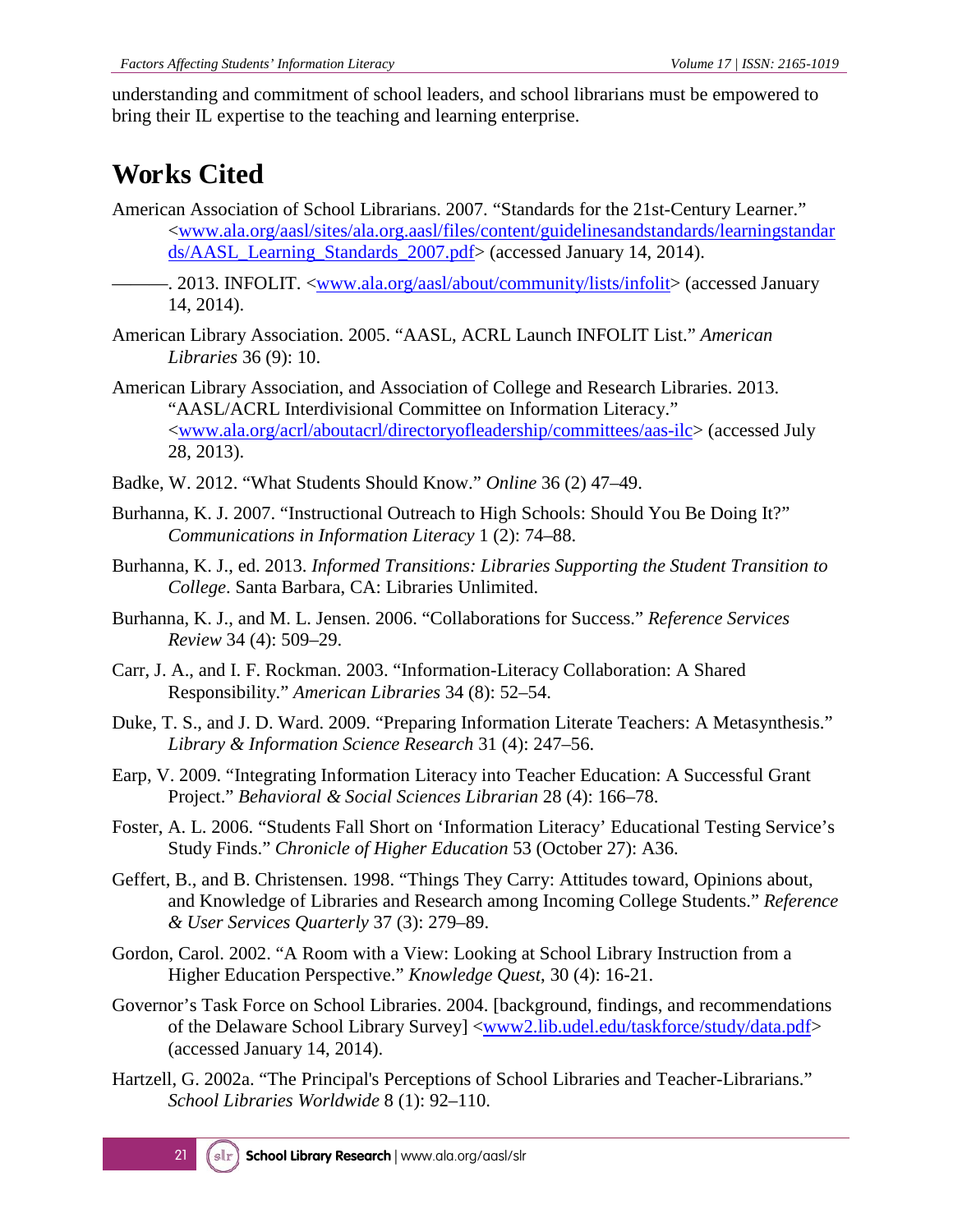understanding and commitment of school leaders, and school librarians must be empowered to bring their IL expertise to the teaching and learning enterprise.

## Works Cited

American Association of School Librarians. 2007. "Standards for the 21st-Century Learner." <www.ala.org/aasl/sites/ala.org.aasl/files/content/guidelinesandstandards/learningstandards/AASL_Learning_Standards_2007.pdf> (accessed January 14, 2014).

———. 2013. INFOLIT. <www.ala.org/aasl/about/community/lists/infolit> (accessed January 14, 2014).

American Library Association. 2005. "AASL, ACRL Launch INFOLIT List." *American Libraries* 36 (9): 10.

American Library Association, and Association of College and Research Libraries. 2013. "AASL/ACRL Interdivisional Committee on Information Literacy." <www.ala.org/acrl/aboutacrl/directoryofleadership/committees/aas-ilc> (accessed July 28, 2013).

Badke, W. 2012. "What Students Should Know." *Online* 36 (2) 47–49.

Burhanna, K. J. 2007. "Instructional Outreach to High Schools: Should You Be Doing It?" *Communications in Information Literacy* 1 (2): 74–88.

Burhanna, K. J., ed. 2013. *Informed Transitions: Libraries Supporting the Student Transition to College*. Santa Barbara, CA: Libraries Unlimited.

Burhanna, K. J., and M. L. Jensen. 2006. "Collaborations for Success." *Reference Services Review* 34 (4): 509–29.

Carr, J. A., and I. F. Rockman. 2003. "Information-Literacy Collaboration: A Shared Responsibility." *American Libraries* 34 (8): 52–54.

Duke, T. S., and J. D. Ward. 2009. "Preparing Information Literate Teachers: A Metasynthesis." *Library & Information Science Research* 31 (4): 247–56.

Earp, V. 2009. "Integrating Information Literacy into Teacher Education: A Successful Grant Project." *Behavioral & Social Sciences Librarian* 28 (4): 166–78.

Foster, A. L. 2006. "Students Fall Short on 'Information Literacy' Educational Testing Service's Study Finds." *Chronicle of Higher Education* 53 (October 27): A36.

Geffert, B., and B. Christensen. 1998. "Things They Carry: Attitudes toward, Opinions about, and Knowledge of Libraries and Research among Incoming College Students." *Reference & User Services Quarterly* 37 (3): 279–89.

Gordon, Carol. 2002. "A Room with a View: Looking at School Library Instruction from a Higher Education Perspective." *Knowledge Quest*, 30 (4): 16-21.

Governor's Task Force on School Libraries. 2004. [background, findings, and recommendations of the Delaware School Library Survey] <www2.lib.udel.edu/taskforce/study/data.pdf> (accessed January 14, 2014).

Hartzell, G. 2002a. "The Principal's Perceptions of School Libraries and Teacher-Librarians." *School Libraries Worldwide* 8 (1): 92–110.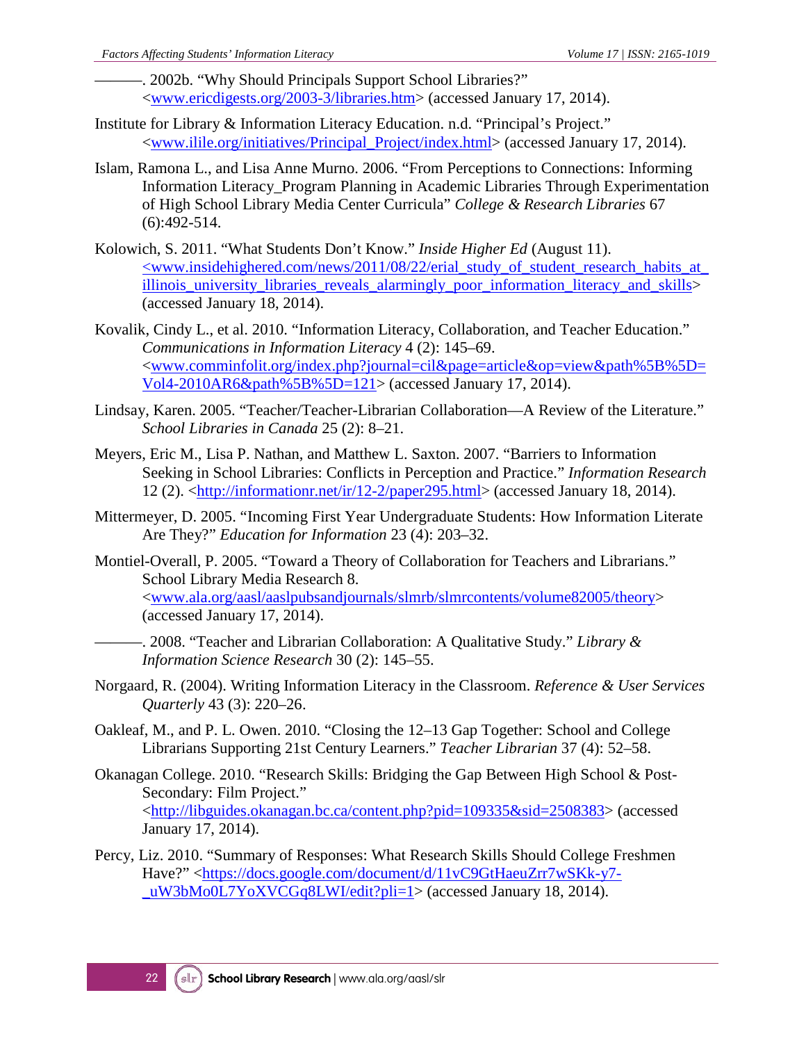———. 2002b. "Why Should Principals Support School Libraries?" <www.ericdigests.org/2003-3/libraries.htm> (accessed January 17, 2014).

Institute for Library & Information Literacy Education. n.d. "Principal's Project." <www.ilile.org/initiatives/Principal_Project/index.html> (accessed January 17, 2014).

Islam, Ramona L., and Lisa Anne Murno. 2006. "From Perceptions to Connections: Informing Information Literacy_Program Planning in Academic Libraries Through Experimentation of High School Library Media Center Curricula" *College & Research Libraries* 67 (6):492-514.

Kolowich, S. 2011. "What Students Don't Know." *Inside Higher Ed* (August 11). <www.insidehighered.com/news/2011/08/22/erial_study_of_student_research_habits_at_illinois_university_libraries_reveals_alarmingly_poor_information_literacy_and_skills> (accessed January 18, 2014).

Kovalik, Cindy L., et al. 2010. "Information Literacy, Collaboration, and Teacher Education." *Communications in Information Literacy* 4 (2): 145–69. <www.comminfolit.org/index.php?journal=cil&page=article&op=view&path%5B%5D=Vol4-2010AR6&path%5B%5D=121> (accessed January 17, 2014).

Lindsay, Karen. 2005. "Teacher/Teacher-Librarian Collaboration—A Review of the Literature." *School Libraries in Canada* 25 (2): 8–21.

Meyers, Eric M., Lisa P. Nathan, and Matthew L. Saxton. 2007. "Barriers to Information Seeking in School Libraries: Conflicts in Perception and Practice." *Information Research* 12 (2). <http://informationr.net/ir/12-2/paper295.html> (accessed January 18, 2014).

Mittermeyer, D. 2005. "Incoming First Year Undergraduate Students: How Information Literate Are They?" *Education for Information* 23 (4): 203–32.

Montiel-Overall, P. 2005. "Toward a Theory of Collaboration for Teachers and Librarians." School Library Media Research 8. <www.ala.org/aasl/aaslpubsandjournals/slmrb/slmrcontents/volume82005/theory> (accessed January 17, 2014).

———. 2008. "Teacher and Librarian Collaboration: A Qualitative Study." *Library & Information Science Research* 30 (2): 145–55.

Norgaard, R. (2004). Writing Information Literacy in the Classroom. *Reference & User Services Quarterly* 43 (3): 220–26.

Oakleaf, M., and P. L. Owen. 2010. "Closing the 12–13 Gap Together: School and College Librarians Supporting 21st Century Learners." *Teacher Librarian* 37 (4): 52–58.

Okanagan College. 2010. "Research Skills: Bridging the Gap Between High School & Post-Secondary: Film Project." <http://libguides.okanagan.bc.ca/content.php?pid=109335&sid=2508383> (accessed January 17, 2014).

Percy, Liz. 2010. "Summary of Responses: What Research Skills Should College Freshmen Have?" <https://docs.google.com/document/d/11vC9GtHaeuZrr7wSKk-y7-_uW3bMo0L7YoXVCGq8LWI/edit?pli=1> (accessed January 18, 2014).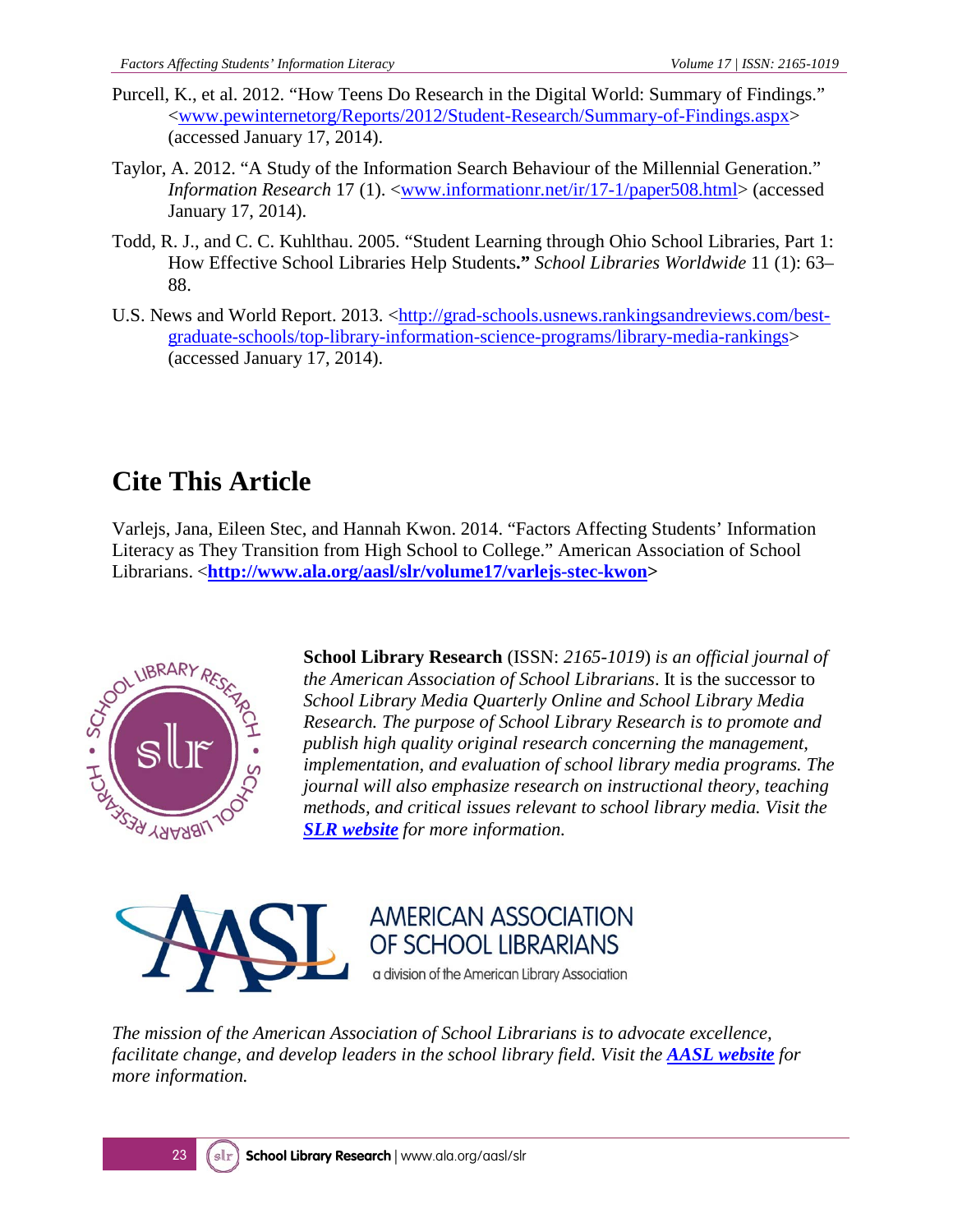Purcell, K., et al. 2012. "How Teens Do Research in the Digital World: Summary of Findings." <www.pewinternetorg/Reports/2012/Student-Research/Summary-of-Findings.aspx> (accessed January 17, 2014).

Taylor, A. 2012. "A Study of the Information Search Behaviour of the Millennial Generation." *Information Research* 17 (1). <www.informationr.net/ir/17-1/paper508.html> (accessed January 17, 2014).

Todd, R. J., and C. C. Kuhlthau. 2005. "Student Learning through Ohio School Libraries, Part 1: How Effective School Libraries Help Students**."** *School Libraries Worldwide* 11 (1): 63–88.

U.S. News and World Report. 2013. <http://grad-schools.usnews.rankingsandreviews.com/best-graduate-schools/top-library-information-science-programs/library-media-rankings> (accessed January 17, 2014).

## Cite This Article

Varlejs, Jana, Eileen Stec, and Hannah Kwon. 2014. "Factors Affecting Students' Information Literacy as They Transition from High School to College." American Association of School Librarians. <**http://www.ala.org/aasl/slr/volume17/varlejs-stec-kwon**>

**School Library Research** (ISSN: *2165-1019*) *is an official journal of the American Association of School Librarians*. It is the successor to *School Library Media Quarterly Online and School Library Media Research. The purpose of School Library Research is to promote and publish high quality original research concerning the management, implementation, and evaluation of school library media programs. The journal will also emphasize research on instructional theory, teaching methods, and critical issues relevant to school library media. Visit the* ***SLR website*** *for more information.*

AMERICAN ASSOCIATION OF SCHOOL LIBRARIANS
a division of the American Library Association

*The mission of the American Association of School Librarians is to advocate excellence, facilitate change, and develop leaders in the school library field. Visit the* ***AASL website*** *for more information.*